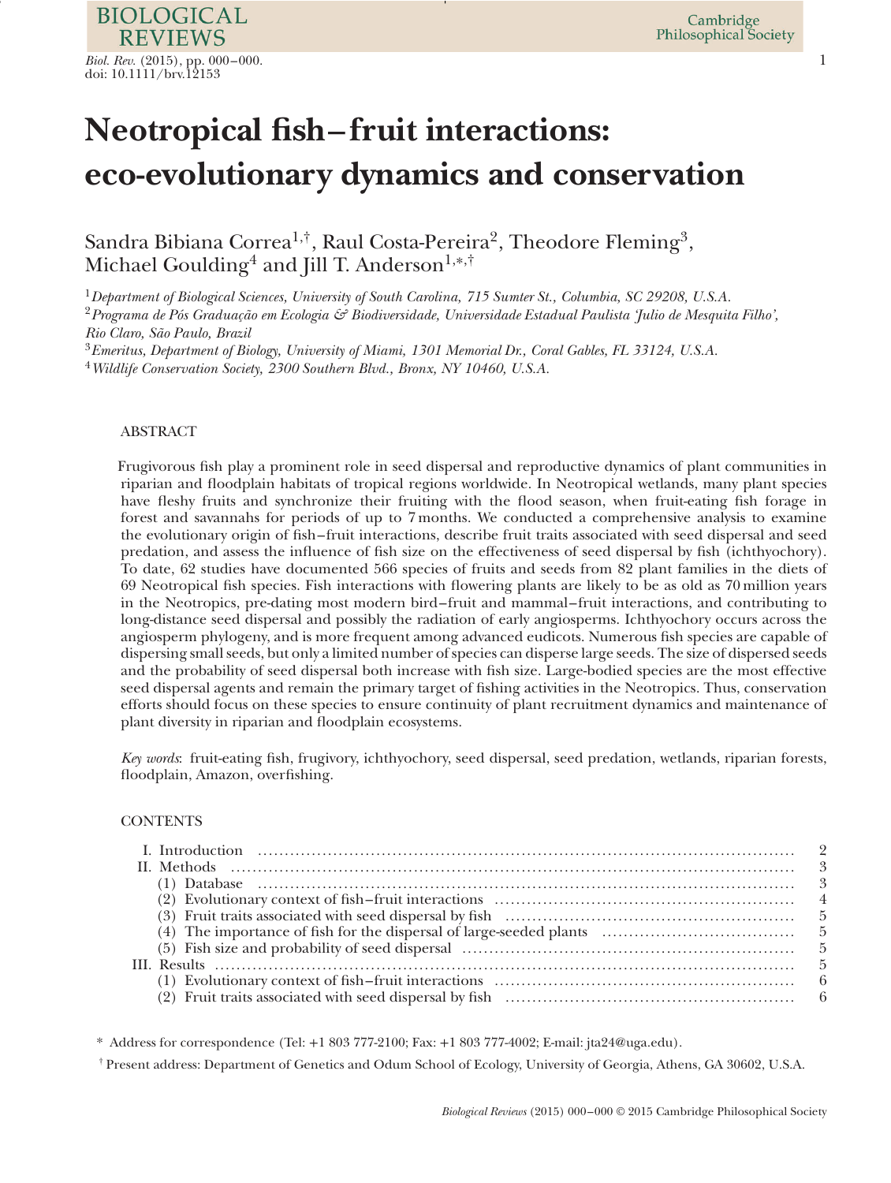# Neotropical fish–fruit interactions: eco-evolutionary dynamics and conservation

Sandra Bibiana Correa[1,†], Raul Costa-Pereira[2], Theodore Fleming[3], Michael Goulding[4] and Jill T. Anderson[1,*,†]

[1]*Department of Biological Sciences, University of South Carolina, 715 Sumter St., Columbia, SC 29208, U.S.A.*

[2]*Programa de Pós Graduação em Ecologia & Biodiversidade, Universidade Estadual Paulista 'Julio de Mesquita Filho', Rio Claro, São Paulo, Brazil*

[3]*Emeritus, Department of Biology, University of Miami, 1301 Memorial Dr., Coral Gables, FL 33124, U.S.A.*

[4]*Wildlife Conservation Society, 2300 Southern Blvd., Bronx, NY 10460, U.S.A.*

## ABSTRACT

Frugivorous fish play a prominent role in seed dispersal and reproductive dynamics of plant communities in riparian and floodplain habitats of tropical regions worldwide. In Neotropical wetlands, many plant species have fleshy fruits and synchronize their fruiting with the flood season, when fruit-eating fish forage in forest and savannahs for periods of up to 7 months. We conducted a comprehensive analysis to examine the evolutionary origin of fish–fruit interactions, describe fruit traits associated with seed dispersal and seed predation, and assess the influence of fish size on the effectiveness of seed dispersal by fish (ichthyochory). To date, 62 studies have documented 566 species of fruits and seeds from 82 plant families in the diets of 69 Neotropical fish species. Fish interactions with flowering plants are likely to be as old as 70 million years in the Neotropics, pre-dating most modern bird–fruit and mammal–fruit interactions, and contributing to long-distance seed dispersal and possibly the radiation of early angiosperms. Ichthyochory occurs across the angiosperm phylogeny, and is more frequent among advanced eudicots. Numerous fish species are capable of dispersing small seeds, but only a limited number of species can disperse large seeds. The size of dispersed seeds and the probability of seed dispersal both increase with fish size. Large-bodied species are the most effective seed dispersal agents and remain the primary target of fishing activities in the Neotropics. Thus, conservation efforts should focus on these species to ensure continuity of plant recruitment dynamics and maintenance of plant diversity in riparian and floodplain ecosystems.

*Key words*: fruit-eating fish, frugivory, ichthyochory, seed dispersal, seed predation, wetlands, riparian forests, floodplain, Amazon, overfishing.

## CONTENTS

- I. Introduction ..... 2
- II. Methods ..... 3
  - (1) Database ..... 3
  - (2) Evolutionary context of fish–fruit interactions ..... 4
  - (3) Fruit traits associated with seed dispersal by fish ..... 5
  - (4) The importance of fish for the dispersal of large-seeded plants ..... 5
  - (5) Fish size and probability of seed dispersal ..... 5
- III. Results ..... 5
  - (1) Evolutionary context of fish–fruit interactions ..... 6
  - (2) Fruit traits associated with seed dispersal by fish ..... 6

\* Address for correspondence (Tel: +1 803 777-2100; Fax: +1 803 777-4002; E-mail: jta24@uga.edu).

† Present address: Department of Genetics and Odum School of Ecology, University of Georgia, Athens, GA 30602, U.S.A.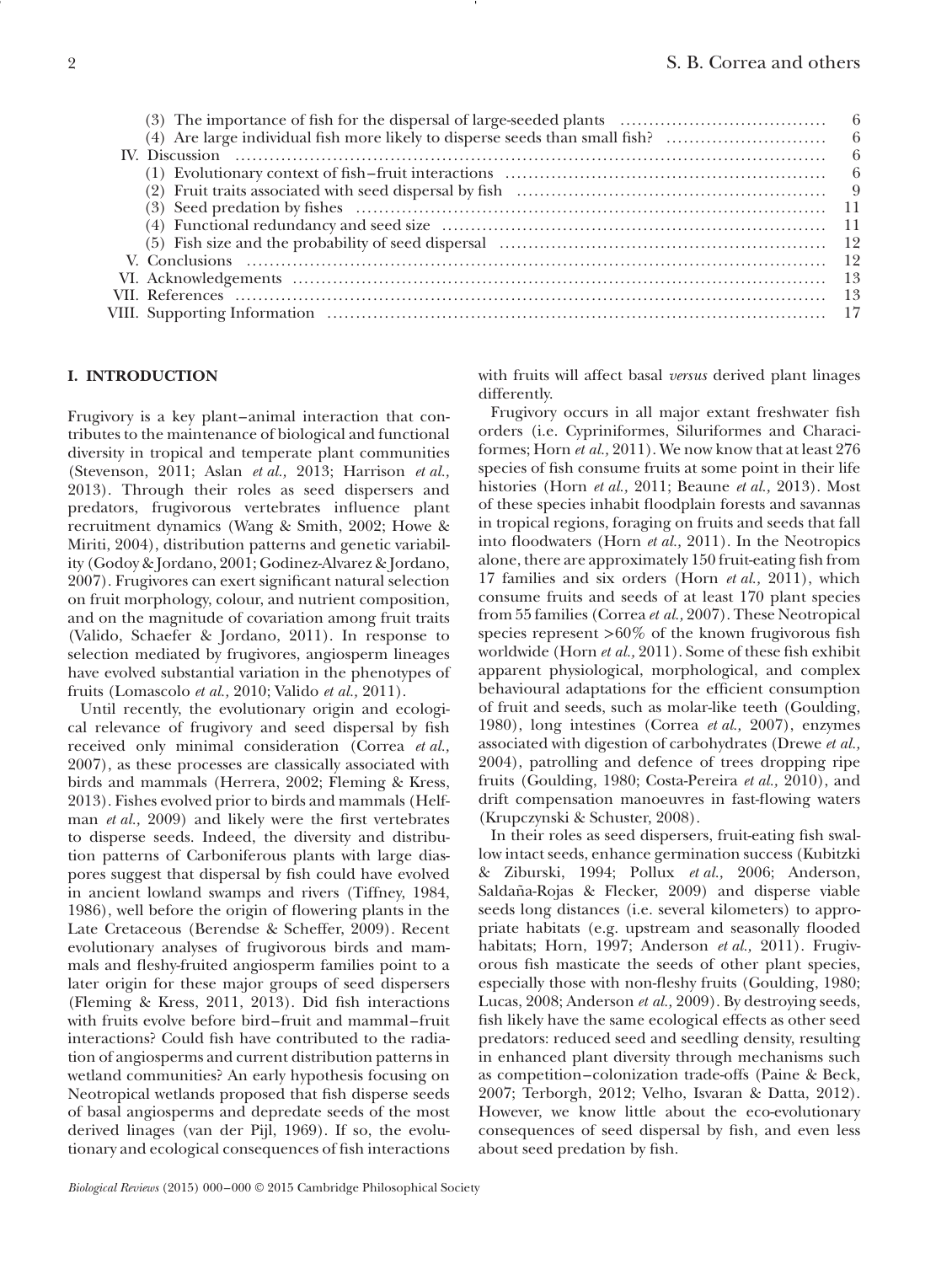(3) The importance of fish for the dispersal of large-seeded plants ..................................... 6
(4) Are large individual fish more likely to disperse seeds than small fish? ............................ 6
IV. Discussion ..................................................................................................... 6
(1) Evolutionary context of fish–fruit interactions ..................................................... 6
(2) Fruit traits associated with seed dispersal by fish .................................................. 9
(3) Seed predation by fishes .............................................................................. 11
(4) Functional redundancy and seed size ................................................................. 11
(5) Fish size and the probability of seed dispersal ..................................................... 12
V. Conclusions ..................................................................................................... 12
VI. Acknowledgements ............................................................................................ 13
VII. References ...................................................................................................... 13
VIII. Supporting Information ..................................................................................... 17

## I. INTRODUCTION

Frugivory is a key plant–animal interaction that contributes to the maintenance of biological and functional diversity in tropical and temperate plant communities (Stevenson, 2011; Aslan *et al.,* 2013; Harrison *et al.,* 2013). Through their roles as seed dispersers and predators, frugivorous vertebrates influence plant recruitment dynamics (Wang & Smith, 2002; Howe & Miriti, 2004), distribution patterns and genetic variability (Godoy & Jordano, 2001; Godinez-Alvarez & Jordano, 2007). Frugivores can exert significant natural selection on fruit morphology, colour, and nutrient composition, and on the magnitude of covariation among fruit traits (Valido, Schaefer & Jordano, 2011). In response to selection mediated by frugivores, angiosperm lineages have evolved substantial variation in the phenotypes of fruits (Lomascolo *et al.,* 2010; Valido *et al.,* 2011).

Until recently, the evolutionary origin and ecological relevance of frugivory and seed dispersal by fish received only minimal consideration (Correa *et al.,* 2007), as these processes are classically associated with birds and mammals (Herrera, 2002; Fleming & Kress, 2013). Fishes evolved prior to birds and mammals (Helfman *et al.,* 2009) and likely were the first vertebrates to disperse seeds. Indeed, the diversity and distribution patterns of Carboniferous plants with large diaspores suggest that dispersal by fish could have evolved in ancient lowland swamps and rivers (Tiffney, 1984, 1986), well before the origin of flowering plants in the Late Cretaceous (Berendse & Scheffer, 2009). Recent evolutionary analyses of frugivorous birds and mammals and fleshy-fruited angiosperm families point to a later origin for these major groups of seed dispersers (Fleming & Kress, 2011, 2013). Did fish interactions with fruits evolve before bird–fruit and mammal–fruit interactions? Could fish have contributed to the radiation of angiosperms and current distribution patterns in wetland communities? An early hypothesis focusing on Neotropical wetlands proposed that fish disperse seeds of basal angiosperms and depredate seeds of the most derived linages (van der Pijl, 1969). If so, the evolutionary and ecological consequences of fish interactions with fruits will affect basal *versus* derived plant linages differently.

Frugivory occurs in all major extant freshwater fish orders (i.e. Cypriniformes, Siluriformes and Characiformes; Horn *et al.,* 2011). We now know that at least 276 species of fish consume fruits at some point in their life histories (Horn *et al.,* 2011; Beaune *et al.,* 2013). Most of these species inhabit floodplain forests and savannas in tropical regions, foraging on fruits and seeds that fall into floodwaters (Horn *et al.,* 2011). In the Neotropics alone, there are approximately 150 fruit-eating fish from 17 families and six orders (Horn *et al.,* 2011), which consume fruits and seeds of at least 170 plant species from 55 families (Correa *et al.,* 2007). These Neotropical species represent >60% of the known frugivorous fish worldwide (Horn *et al.,* 2011). Some of these fish exhibit apparent physiological, morphological, and complex behavioural adaptations for the efficient consumption of fruit and seeds, such as molar-like teeth (Goulding, 1980), long intestines (Correa *et al.,* 2007), enzymes associated with digestion of carbohydrates (Drewe *et al.,* 2004), patrolling and defence of trees dropping ripe fruits (Goulding, 1980; Costa-Pereira *et al.,* 2010), and drift compensation manoeuvres in fast-flowing waters (Krupczynski & Schuster, 2008).

In their roles as seed dispersers, fruit-eating fish swallow intact seeds, enhance germination success (Kubitzki & Ziburski, 1994; Pollux *et al.,* 2006; Anderson, Saldaña-Rojas & Flecker, 2009) and disperse viable seeds long distances (i.e. several kilometers) to appropriate habitats (e.g. upstream and seasonally flooded habitats; Horn, 1997; Anderson *et al.,* 2011). Frugivorous fish masticate the seeds of other plant species, especially those with non-fleshy fruits (Goulding, 1980; Lucas, 2008; Anderson *et al.,* 2009). By destroying seeds, fish likely have the same ecological effects as other seed predators: reduced seed and seedling density, resulting in enhanced plant diversity through mechanisms such as competition–colonization trade-offs (Paine & Beck, 2007; Terborgh, 2012; Velho, Isvaran & Datta, 2012). However, we know little about the eco-evolutionary consequences of seed dispersal by fish, and even less about seed predation by fish.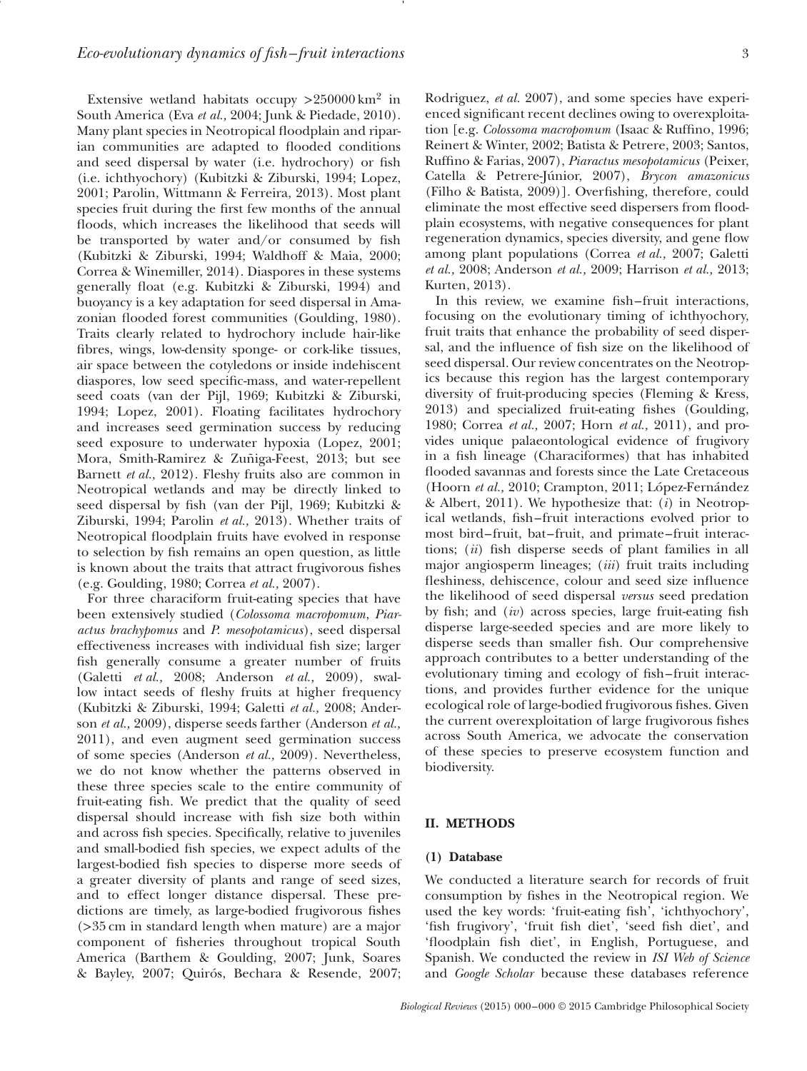Extensive wetland habitats occupy >250000 km$^2$ in South America (Eva *et al.,* 2004; Junk & Piedade, 2010). Many plant species in Neotropical floodplain and riparian communities are adapted to flooded conditions and seed dispersal by water (i.e. hydrochory) or fish (i.e. ichthyochory) (Kubitzki & Ziburski, 1994; Lopez, 2001; Parolin, Wittmann & Ferreira, 2013). Most plant species fruit during the first few months of the annual floods, which increases the likelihood that seeds will be transported by water and/or consumed by fish (Kubitzki & Ziburski, 1994; Waldhoff & Maia, 2000; Correa & Winemiller, 2014). Diaspores in these systems generally float (e.g. Kubitzki & Ziburski, 1994) and buoyancy is a key adaptation for seed dispersal in Amazonian flooded forest communities (Goulding, 1980). Traits clearly related to hydrochory include hair-like fibres, wings, low-density sponge- or cork-like tissues, air space between the cotyledons or inside indehiscent diaspores, low seed specific-mass, and water-repellent seed coats (van der Pijl, 1969; Kubitzki & Ziburski, 1994; Lopez, 2001). Floating facilitates hydrochory and increases seed germination success by reducing seed exposure to underwater hypoxia (Lopez, 2001; Mora, Smith-Ramirez & Zuñiga-Feest, 2013; but see Barnett *et al.,* 2012). Fleshy fruits also are common in Neotropical wetlands and may be directly linked to seed dispersal by fish (van der Pijl, 1969; Kubitzki & Ziburski, 1994; Parolin *et al.,* 2013). Whether traits of Neotropical floodplain fruits have evolved in response to selection by fish remains an open question, as little is known about the traits that attract frugivorous fishes (e.g. Goulding, 1980; Correa *et al.,* 2007).

For three characiform fruit-eating species that have been extensively studied (*Colossoma macropomum*, *Piaractus brachypomus* and *P. mesopotamicus*), seed dispersal effectiveness increases with individual fish size; larger fish generally consume a greater number of fruits (Galetti *et al.,* 2008; Anderson *et al.,* 2009), swallow intact seeds of fleshy fruits at higher frequency (Kubitzki & Ziburski, 1994; Galetti *et al.,* 2008; Anderson *et al.,* 2009), disperse seeds farther (Anderson *et al.,* 2011), and even augment seed germination success of some species (Anderson *et al.,* 2009). Nevertheless, we do not know whether the patterns observed in these three species scale to the entire community of fruit-eating fish. We predict that the quality of seed dispersal should increase with fish size both within and across fish species. Specifically, relative to juveniles and small-bodied fish species, we expect adults of the largest-bodied fish species to disperse more seeds of a greater diversity of plants and range of seed sizes, and to effect longer distance dispersal. These predictions are timely, as large-bodied frugivorous fishes (>35 cm in standard length when mature) are a major component of fisheries throughout tropical South America (Barthem & Goulding, 2007; Junk, Soares & Bayley, 2007; Quirós, Bechara & Resende, 2007; Rodriguez, *et al.* 2007), and some species have experienced significant recent declines owing to overexploitation [e.g. *Colossoma macropomum* (Isaac & Ruffino, 1996; Reinert & Winter, 2002; Batista & Petrere, 2003; Santos, Ruffino & Farias, 2007), *Piaractus mesopotamicus* (Peixer, Catella & Petrere-Júnior, 2007), *Brycon amazonicus* (Filho & Batista, 2009)]. Overfishing, therefore, could eliminate the most effective seed dispersers from floodplain ecosystems, with negative consequences for plant regeneration dynamics, species diversity, and gene flow among plant populations (Correa *et al.,* 2007; Galetti *et al.,* 2008; Anderson *et al.,* 2009; Harrison *et al.,* 2013; Kurten, 2013).

In this review, we examine fish–fruit interactions, focusing on the evolutionary timing of ichthyochory, fruit traits that enhance the probability of seed dispersal, and the influence of fish size on the likelihood of seed dispersal. Our review concentrates on the Neotropics because this region has the largest contemporary diversity of fruit-producing species (Fleming & Kress, 2013) and specialized fruit-eating fishes (Goulding, 1980; Correa *et al.,* 2007; Horn *et al.,* 2011), and provides unique palaeontological evidence of frugivory in a fish lineage (Characiformes) that has inhabited flooded savannas and forests since the Late Cretaceous (Hoorn *et al.,* 2010; Crampton, 2011; López-Fernández & Albert, 2011). We hypothesize that: (*i*) in Neotropical wetlands, fish–fruit interactions evolved prior to most bird–fruit, bat–fruit, and primate–fruit interactions; (*ii*) fish disperse seeds of plant families in all major angiosperm lineages; (*iii*) fruit traits including fleshiness, dehiscence, colour and seed size influence the likelihood of seed dispersal *versus* seed predation by fish; and (*iv*) across species, large fruit-eating fish disperse large-seeded species and are more likely to disperse seeds than smaller fish. Our comprehensive approach contributes to a better understanding of the evolutionary timing and ecology of fish–fruit interactions, and provides further evidence for the unique ecological role of large-bodied frugivorous fishes. Given the current overexploitation of large frugivorous fishes across South America, we advocate the conservation of these species to preserve ecosystem function and biodiversity.

## II. METHODS

### (1) Database

We conducted a literature search for records of fruit consumption by fishes in the Neotropical region. We used the key words: 'fruit-eating fish', 'ichthyochory', 'fish frugivory', 'fruit fish diet', 'seed fish diet', and 'floodplain fish diet', in English, Portuguese, and Spanish. We conducted the review in *ISI Web of Science* and *Google Scholar* because these databases reference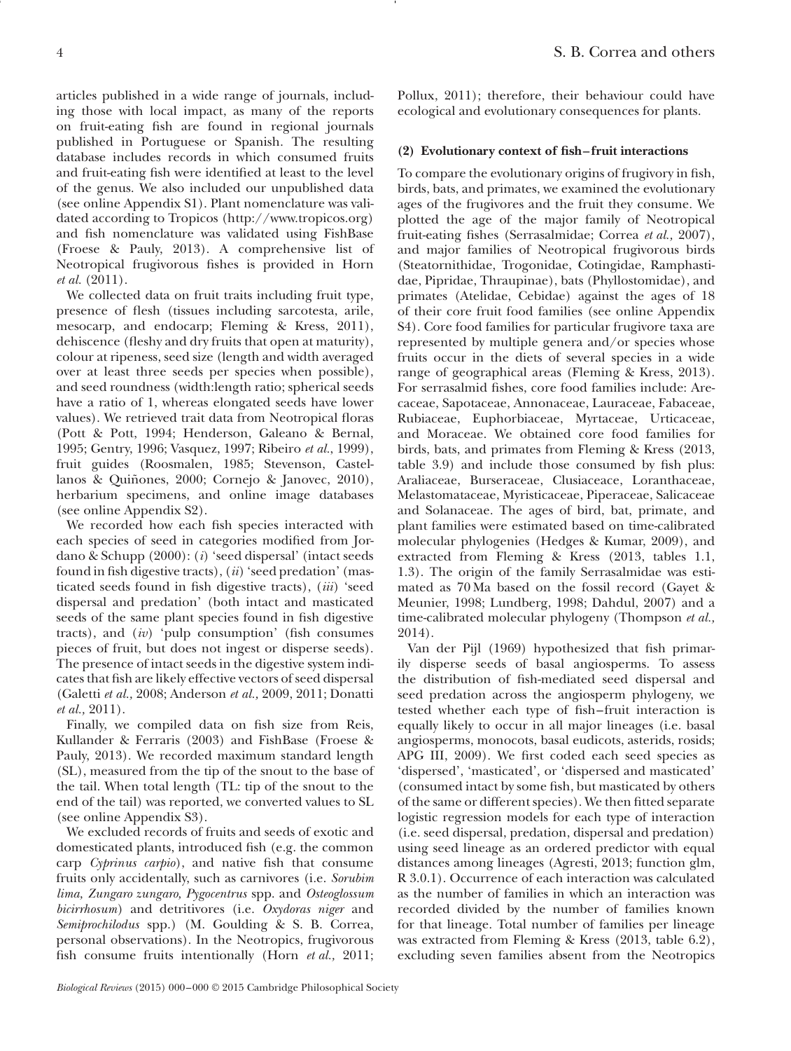articles published in a wide range of journals, including those with local impact, as many of the reports on fruit-eating fish are found in regional journals published in Portuguese or Spanish. The resulting database includes records in which consumed fruits and fruit-eating fish were identified at least to the level of the genus. We also included our unpublished data (see online Appendix S1). Plant nomenclature was validated according to Tropicos (http://www.tropicos.org) and fish nomenclature was validated using FishBase (Froese & Pauly, 2013). A comprehensive list of Neotropical frugivorous fishes is provided in Horn *et al.* (2011).

We collected data on fruit traits including fruit type, presence of flesh (tissues including sarcotesta, arile, mesocarp, and endocarp; Fleming & Kress, 2011), dehiscence (fleshy and dry fruits that open at maturity), colour at ripeness, seed size (length and width averaged over at least three seeds per species when possible), and seed roundness (width:length ratio; spherical seeds have a ratio of 1, whereas elongated seeds have lower values). We retrieved trait data from Neotropical floras (Pott & Pott, 1994; Henderson, Galeano & Bernal, 1995; Gentry, 1996; Vasquez, 1997; Ribeiro *et al.*, 1999), fruit guides (Roosmalen, 1985; Stevenson, Castellanos & Quiñones, 2000; Cornejo & Janovec, 2010), herbarium specimens, and online image databases (see online Appendix S2).

We recorded how each fish species interacted with each species of seed in categories modified from Jordano & Schupp (2000): (*i*) 'seed dispersal' (intact seeds found in fish digestive tracts), (*ii*) 'seed predation' (masticated seeds found in fish digestive tracts), (*iii*) 'seed dispersal and predation' (both intact and masticated seeds of the same plant species found in fish digestive tracts), and (*iv*) 'pulp consumption' (fish consumes pieces of fruit, but does not ingest or disperse seeds). The presence of intact seeds in the digestive system indicates that fish are likely effective vectors of seed dispersal (Galetti *et al.*, 2008; Anderson *et al.*, 2009, 2011; Donatti *et al.*, 2011).

Finally, we compiled data on fish size from Reis, Kullander & Ferraris (2003) and FishBase (Froese & Pauly, 2013). We recorded maximum standard length (SL), measured from the tip of the snout to the base of the tail. When total length (TL: tip of the snout to the end of the tail) was reported, we converted values to SL (see online Appendix S3).

We excluded records of fruits and seeds of exotic and domesticated plants, introduced fish (e.g. the common carp *Cyprinus carpio*), and native fish that consume fruits only accidentally, such as carnivores (i.e. *Sorubim lima, Zungaro zungaro, Pygocentrus* spp. and *Osteoglossum bicirrhosum*) and detritivores (i.e. *Oxydoras niger* and *Semiprochilodus* spp.) (M. Goulding & S. B. Correa, personal observations). In the Neotropics, frugivorous fish consume fruits intentionally (Horn *et al.*, 2011; Pollux, 2011); therefore, their behaviour could have ecological and evolutionary consequences for plants.

### (2) Evolutionary context of fish–fruit interactions

To compare the evolutionary origins of frugivory in fish, birds, bats, and primates, we examined the evolutionary ages of the frugivores and the fruit they consume. We plotted the age of the major family of Neotropical fruit-eating fishes (Serrasalmidae; Correa *et al.*, 2007), and major families of Neotropical frugivorous birds (Steatornithidae, Trogonidae, Cotingidae, Ramphastidae, Pipridae, Thraupinae), bats (Phyllostomidae), and primates (Atelidae, Cebidae) against the ages of 18 of their core fruit food families (see online Appendix S4). Core food families for particular frugivore taxa are represented by multiple genera and/or species whose fruits occur in the diets of several species in a wide range of geographical areas (Fleming & Kress, 2013). For serrasalmid fishes, core food families include: Arecaceae, Sapotaceae, Annonaceae, Lauraceae, Fabaceae, Rubiaceae, Euphorbiaceae, Myrtaceae, Urticaceae, and Moraceae. We obtained core food families for birds, bats, and primates from Fleming & Kress (2013, table 3.9) and include those consumed by fish plus: Araliaceae, Burseraceae, Clusiaceace, Loranthaceae, Melastomataceae, Myristicaceae, Piperaceae, Salicaceae and Solanaceae. The ages of bird, bat, primate, and plant families were estimated based on time-calibrated molecular phylogenies (Hedges & Kumar, 2009), and extracted from Fleming & Kress (2013, tables 1.1, 1.3). The origin of the family Serrasalmidae was estimated as 70 Ma based on the fossil record (Gayet & Meunier, 1998; Lundberg, 1998; Dahdul, 2007) and a time-calibrated molecular phylogeny (Thompson *et al.*, 2014).

Van der Pijl (1969) hypothesized that fish primarily disperse seeds of basal angiosperms. To assess the distribution of fish-mediated seed dispersal and seed predation across the angiosperm phylogeny, we tested whether each type of fish–fruit interaction is equally likely to occur in all major lineages (i.e. basal angiosperms, monocots, basal eudicots, asterids, rosids; APG III, 2009). We first coded each seed species as 'dispersed', 'masticated', or 'dispersed and masticated' (consumed intact by some fish, but masticated by others of the same or different species). We then fitted separate logistic regression models for each type of interaction (i.e. seed dispersal, predation, dispersal and predation) using seed lineage as an ordered predictor with equal distances among lineages (Agresti, 2013; function glm, R 3.0.1). Occurrence of each interaction was calculated as the number of families in which an interaction was recorded divided by the number of families known for that lineage. Total number of families per lineage was extracted from Fleming & Kress (2013, table 6.2), excluding seven families absent from the Neotropics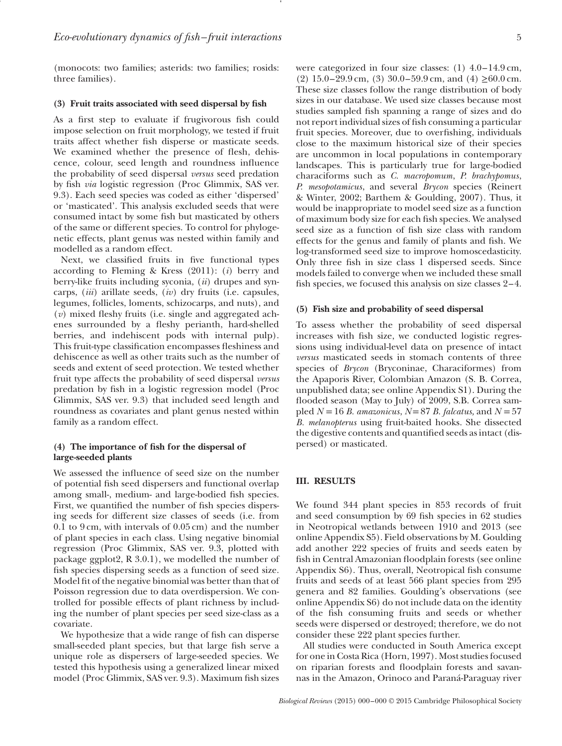(monocots: two families; asterids: two families; rosids: three families).

### (3) Fruit traits associated with seed dispersal by fish

As a first step to evaluate if frugivorous fish could impose selection on fruit morphology, we tested if fruit traits affect whether fish disperse or masticate seeds. We examined whether the presence of flesh, dehiscence, colour, seed length and roundness influence the probability of seed dispersal *versus* seed predation by fish *via* logistic regression (Proc Glimmix, SAS ver. 9.3). Each seed species was coded as either 'dispersed' or 'masticated'. This analysis excluded seeds that were consumed intact by some fish but masticated by others of the same or different species. To control for phylogenetic effects, plant genus was nested within family and modelled as a random effect.

Next, we classified fruits in five functional types according to Fleming & Kress (2011): (*i*) berry and berry-like fruits including syconia, (*ii*) drupes and syncarps, (*iii*) arillate seeds, (*iv*) dry fruits (i.e. capsules, legumes, follicles, loments, schizocarps, and nuts), and (*v*) mixed fleshy fruits (i.e. single and aggregated achenes surrounded by a fleshy perianth, hard-shelled berries, and indehiscent pods with internal pulp). This fruit-type classification encompasses fleshiness and dehiscence as well as other traits such as the number of seeds and extent of seed protection. We tested whether fruit type affects the probability of seed dispersal *versus* predation by fish in a logistic regression model (Proc Glimmix, SAS ver. 9.3) that included seed length and roundness as covariates and plant genus nested within family as a random effect.

### (4) The importance of fish for the dispersal of large-seeded plants

We assessed the influence of seed size on the number of potential fish seed dispersers and functional overlap among small-, medium- and large-bodied fish species. First, we quantified the number of fish species dispersing seeds for different size classes of seeds (i.e. from 0.1 to 9 cm, with intervals of 0.05 cm) and the number of plant species in each class. Using negative binomial regression (Proc Glimmix, SAS ver. 9.3, plotted with package ggplot2, R 3.0.1), we modelled the number of fish species dispersing seeds as a function of seed size. Model fit of the negative binomial was better than that of Poisson regression due to data overdispersion. We controlled for possible effects of plant richness by including the number of plant species per seed size-class as a covariate.

We hypothesize that a wide range of fish can disperse small-seeded plant species, but that large fish serve a unique role as dispersers of large-seeded species. We tested this hypothesis using a generalized linear mixed model (Proc Glimmix, SAS ver. 9.3). Maximum fish sizes were categorized in four size classes: (1) 4.0–14.9 cm, (2) 15.0–29.9 cm, (3) 30.0–59.9 cm, and (4) ≥60.0 cm. These size classes follow the range distribution of body sizes in our database. We used size classes because most studies sampled fish spanning a range of sizes and do not report individual sizes of fish consuming a particular fruit species. Moreover, due to overfishing, individuals close to the maximum historical size of their species are uncommon in local populations in contemporary landscapes. This is particularly true for large-bodied characiforms such as *C. macropomum*, *P. brachypomus*, *P. mesopotamicus*, and several *Brycon* species (Reinert & Winter, 2002; Barthem & Goulding, 2007). Thus, it would be inappropriate to model seed size as a function of maximum body size for each fish species. We analysed seed size as a function of fish size class with random effects for the genus and family of plants and fish. We log-transformed seed size to improve homoscedasticity. Only three fish in size class 1 dispersed seeds. Since models failed to converge when we included these small fish species, we focused this analysis on size classes 2–4.

### (5) Fish size and probability of seed dispersal

To assess whether the probability of seed dispersal increases with fish size, we conducted logistic regressions using individual-level data on presence of intact *versus* masticated seeds in stomach contents of three species of *Brycon* (Bryconinae, Characiformes) from the Apaporis River, Colombian Amazon (S. B. Correa, unpublished data; see online Appendix S1). During the flooded season (May to July) of 2009, S.B. Correa sampled $N = 16$ *B. amazonicus*, $N = 87$ *B. falcatus,* and $N = 57$ *B. melanopterus* using fruit-baited hooks. She dissected the digestive contents and quantified seeds as intact (dispersed) or masticated.

## III. RESULTS

We found 344 plant species in 853 records of fruit and seed consumption by 69 fish species in 62 studies in Neotropical wetlands between 1910 and 2013 (see online Appendix S5). Field observations by M. Goulding add another 222 species of fruits and seeds eaten by fish in Central Amazonian floodplain forests (see online Appendix S6). Thus, overall, Neotropical fish consume fruits and seeds of at least 566 plant species from 295 genera and 82 families. Goulding's observations (see online Appendix S6) do not include data on the identity of the fish consuming fruits and seeds or whether seeds were dispersed or destroyed; therefore, we do not consider these 222 plant species further.

All studies were conducted in South America except for one in Costa Rica (Horn, 1997). Most studies focused on riparian forests and floodplain forests and savannas in the Amazon, Orinoco and Paraná-Paraguay river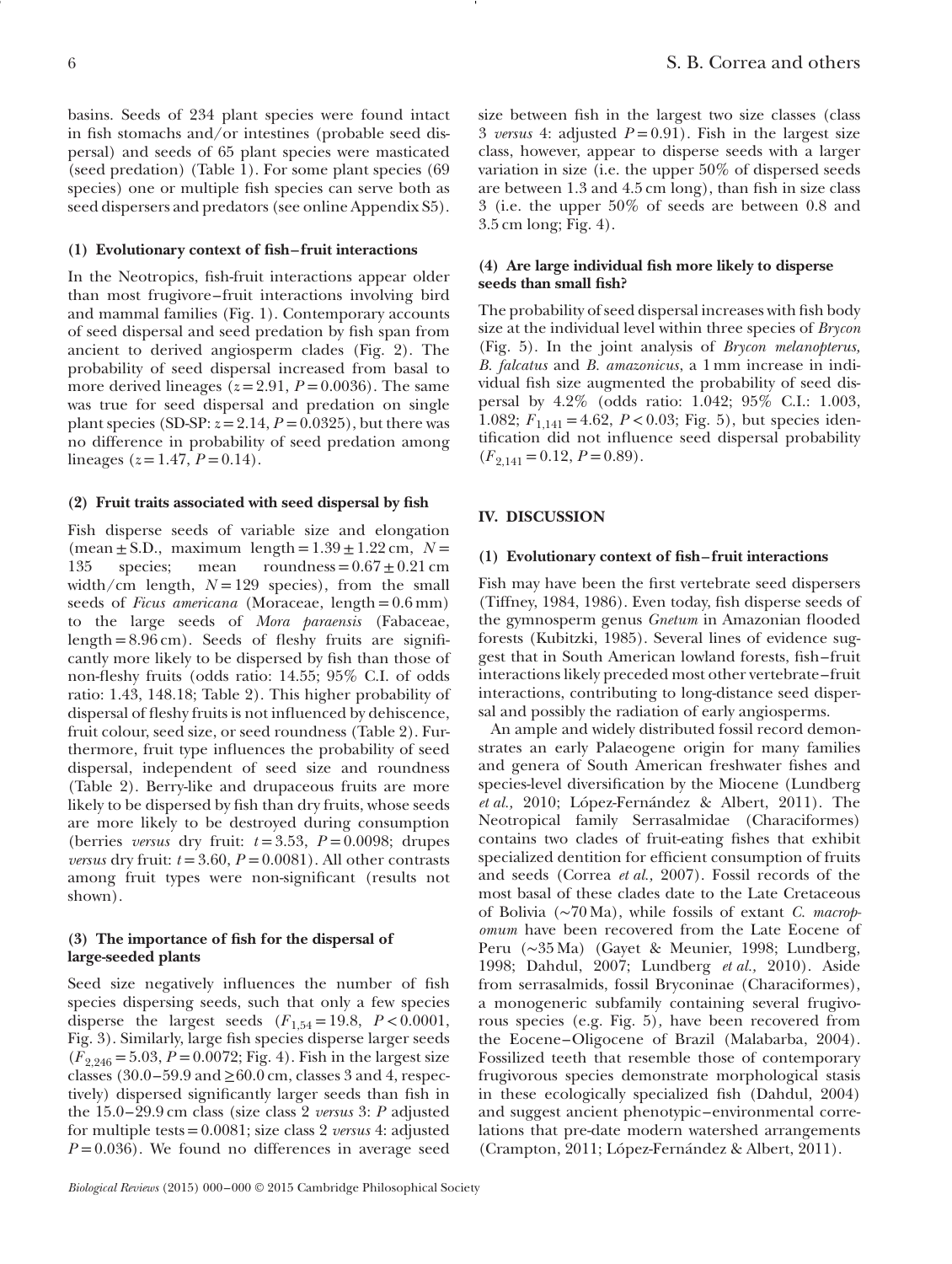basins. Seeds of 234 plant species were found intact in fish stomachs and/or intestines (probable seed dispersal) and seeds of 65 plant species were masticated (seed predation) (Table 1). For some plant species (69 species) one or multiple fish species can serve both as seed dispersers and predators (see online Appendix S5).

### (1) Evolutionary context of fish–fruit interactions

In the Neotropics, fish-fruit interactions appear older than most frugivore–fruit interactions involving bird and mammal families (Fig. 1). Contemporary accounts of seed dispersal and seed predation by fish span from ancient to derived angiosperm clades (Fig. 2). The probability of seed dispersal increased from basal to more derived lineages ($z = 2.91$, $P = 0.0036$). The same was true for seed dispersal and predation on single plant species (SD-SP: $z = 2.14$, $P = 0.0325$), but there was no difference in probability of seed predation among lineages ($z = 1.47$, $P = 0.14$).

### (2) Fruit traits associated with seed dispersal by fish

Fish disperse seeds of variable size and elongation (mean ± S.D., maximum length = 1.39 ± 1.22 cm, $N$ = 135 species; mean roundness = 0.67 ± 0.21 cm width/cm length, $N$ = 129 species), from the small seeds of *Ficus americana* (Moraceae, length = 0.6 mm) to the large seeds of *Mora paraensis* (Fabaceae, length = 8.96 cm). Seeds of fleshy fruits are significantly more likely to be dispersed by fish than those of non-fleshy fruits (odds ratio: 14.55; 95% C.I. of odds ratio: 1.43, 148.18; Table 2). This higher probability of dispersal of fleshy fruits is not influenced by dehiscence, fruit colour, seed size, or seed roundness (Table 2). Furthermore, fruit type influences the probability of seed dispersal, independent of seed size and roundness (Table 2). Berry-like and drupaceous fruits are more likely to be dispersed by fish than dry fruits, whose seeds are more likely to be destroyed during consumption (berries *versus* dry fruit: $t = 3.53$, $P = 0.0098$; drupes *versus* dry fruit: $t = 3.60$, $P = 0.0081$). All other contrasts among fruit types were non-significant (results not shown).

### (3) The importance of fish for the dispersal of large-seeded plants

Seed size negatively influences the number of fish species dispersing seeds, such that only a few species disperse the largest seeds ($F_{1,54} = 19.8$, $P < 0.0001$, Fig. 3). Similarly, large fish species disperse larger seeds ($F_{2,246} = 5.03$, $P = 0.0072$; Fig. 4). Fish in the largest size classes (30.0–59.9 and ≥60.0 cm, classes 3 and 4, respectively) dispersed significantly larger seeds than fish in the 15.0–29.9 cm class (size class 2 *versus* 3: $P$ adjusted for multiple tests = 0.0081; size class 2 *versus* 4: adjusted $P = 0.036$). We found no differences in average seed size between fish in the largest two size classes (class 3 *versus* 4: adjusted $P = 0.91$). Fish in the largest size class, however, appear to disperse seeds with a larger variation in size (i.e. the upper 50% of dispersed seeds are between 1.3 and 4.5 cm long), than fish in size class 3 (i.e. the upper 50% of seeds are between 0.8 and 3.5 cm long; Fig. 4).

### (4) Are large individual fish more likely to disperse seeds than small fish?

The probability of seed dispersal increases with fish body size at the individual level within three species of *Brycon* (Fig. 5). In the joint analysis of *Brycon melanopterus, B. falcatus* and *B. amazonicus*, a 1 mm increase in individual fish size augmented the probability of seed dispersal by 4.2% (odds ratio: 1.042; 95% C.I.: 1.003, 1.082; $F_{1,141} = 4.62$, $P < 0.03$; Fig. 5), but species identification did not influence seed dispersal probability ($F_{2,141} = 0.12$, $P = 0.89$).

## IV. DISCUSSION

### (1) Evolutionary context of fish–fruit interactions

Fish may have been the first vertebrate seed dispersers (Tiffney, 1984, 1986). Even today, fish disperse seeds of the gymnosperm genus *Gnetum* in Amazonian flooded forests (Kubitzki, 1985). Several lines of evidence suggest that in South American lowland forests, fish–fruit interactions likely preceded most other vertebrate–fruit interactions, contributing to long-distance seed dispersal and possibly the radiation of early angiosperms.

An ample and widely distributed fossil record demonstrates an early Palaeogene origin for many families and genera of South American freshwater fishes and species-level diversification by the Miocene (Lundberg *et al.,* 2010; López-Fernández & Albert, 2011). The Neotropical family Serrasalmidae (Characiformes) contains two clades of fruit-eating fishes that exhibit specialized dentition for efficient consumption of fruits and seeds (Correa *et al.,* 2007). Fossil records of the most basal of these clades date to the Late Cretaceous of Bolivia (~70 Ma), while fossils of extant *C. macropomum* have been recovered from the Late Eocene of Peru (~35 Ma) (Gayet & Meunier, 1998; Lundberg, 1998; Dahdul, 2007; Lundberg *et al.,* 2010). Aside from serrasalmids, fossil Bryconinae (Characiformes), a monogeneric subfamily containing several frugivorous species (e.g. Fig. 5), have been recovered from the Eocene–Oligocene of Brazil (Malabarba, 2004). Fossilized teeth that resemble those of contemporary frugivorous species demonstrate morphological stasis in these ecologically specialized fish (Dahdul, 2004) and suggest ancient phenotypic–environmental correlations that pre-date modern watershed arrangements (Crampton, 2011; López-Fernández & Albert, 2011).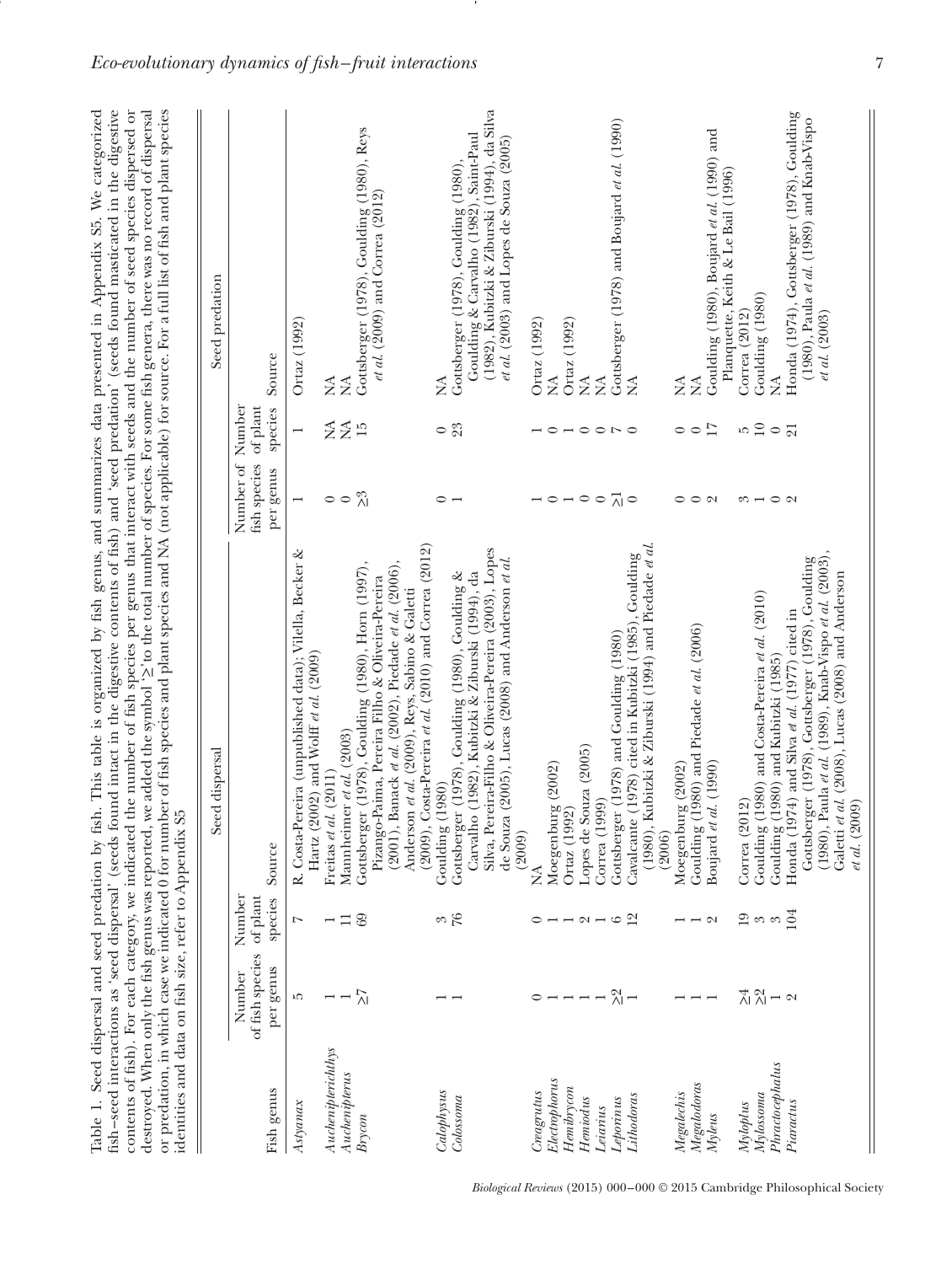Table 1. Seed dispersal and seed predation by fish. This table is organized by fish genus, and summarizes data presented in Appendix S3. We categorized fish–seed interactions as 'seed dispersal' (seeds found intact in the digestive contents of fish) and 'seed predation' (seeds found masticated in the digestive contents of fish). For each category, we indicated the number of fish species per genus that interact with seeds and the number of seed species dispersed or destroyed. When only the fish genus was reported, we added the symbol '≥' to the total number of species. For some fish genera, there was no record of dispersal or predation, in which case we indicated 0 for number of fish species and plant species and NA (not applicable) for source. For a full list of fish and plant species identities and data on fish size, refer to Appendix S5

| Fish genus | Seed dispersal | | | Seed predation | | |
|---|---|---|---|---|---|---|
| | Number of fish species per genus | Number of plant species | Source | Number of fish species per genus | Number of plant species | Source |
| *Astyanax* | 5 | 7 | R. Costa-Pereira (unpublished data); Vilella, Becker & Hartz (2002) and Wolff *et al.* (2009) | 1 | 1 | Ortaz (1992) |
| *Auchenipterichthys* | 1 | 1 | Freitas *et al.* (2011) | 0 | NA | NA |
| *Auchenipterus* | 1 | 11 | Mannheimer *et al.* (2003) | 0 | NA | NA |
| *Brycon* | ≥7 | 69 | Gottsberger (1978), Goulding (1980), Horn (1997), Pizango-Paima, Pereira Filho & Oliveira-Pereira (2001), Banack *et al.* (2002), Piedade *et al.* (2006), Anderson *et al.* (2009), Reys, Sabino & Galetti (2009), Costa-Pereira *et al.* (2010) and Correa (2012) | ≥3 | 15 | Gottsberger (1978), Goulding (1980), Reys *et al.* (2009) and Correa (2012) |
| *Calophysus* | 1 | 3 | Goulding (1980) | 0 | 0 | NA |
| *Colossoma* | 1 | 76 | Gottsberger (1978), Goulding (1980), Goulding & Carvalho (1982), Kubitzki & Ziburski (1994), da Silva, Pereira-Filho & Oliveira-Pereira (2003), Lopes de Souza (2005), Lucas (2008) and Anderson *et al.* (2009) | 1 | 23 | Gottsberger (1978), Goulding (1980), Goulding & Carvalho (1982), Saint-Paul (1982), Kubitzki & Ziburski (1994), da Silva *et al.* (2003) and Lopes de Souza (2005) |
| *Creagrutus* | 0 | 0 | NA | 1 | 1 | Ortaz (1992) |
| *Electrophorus* | 1 | 1 | Moegenburg (2002) | 0 | 0 | NA |
| *Hemibrycon* | 1 | 1 | Ortaz (1992) | 1 | 1 | Ortaz (1992) |
| *Hemiodus* | 1 | 2 | Lopes de Souza (2005) | 0 | 0 | NA |
| *Leiarius* | 1 | 1 | Correa (1999) | 0 | 0 | NA |
| *Leporinus* | ≥2 | 6 | Gottsberger (1978) and Goulding (1980) | ≥1 | 7 | Gottsberger (1978) and Boujard *et al.* (1990) |
| *Lithodoras* | 1 | 12 | Cavalcante (1978) cited in Kubitzki (1985), Goulding (1980), Kubitzki & Ziburski (1994) and Piedade *et al.* (2006) | 0 | 0 | NA |
| *Megalechis* | 1 | 1 | Moegenburg (2002) | 0 | 0 | NA |
| *Megalodoras* | 1 | 1 | Goulding (1980) and Piedade *et al.* (2006) | 0 | 0 | NA |
| *Myleus* | 1 | 2 | Boujard *et al.* (1990) | 2 | 17 | Goulding (1980), Boujard *et al.* (1990) and Planquette, Keith & Le Bail (1996) |
| *Myloplus* | ≥4 | 19 | Correa (2012) | 3 | 5 | Correa (2012) |
| *Mylossoma* | ≥2 | 3 | Goulding (1980) and Costa-Pereira *et al.* (2010) | 1 | 10 | Goulding (1980) |
| *Phractocephalus* | 1 | 3 | Goulding (1980) and Kubitzki (1985) | 0 | 0 | NA |
| *Piaractus* | 2 | 104 | Honda (1974) and Silva *et al.* (1977) cited in Gottsberger (1978), Gottsberger (1978), Goulding (1980), Paula *et al.* (1989), Knab-Vispo *et al.* (2003), Galetti *et al.* (2008), Lucas (2008) and Anderson *et al.* (2009) | 2 | 21 | Honda (1974), Gottsberger (1978), Goulding (1980), Paula *et al.* (1989) and Knab-Vispo *et al.* (2003) |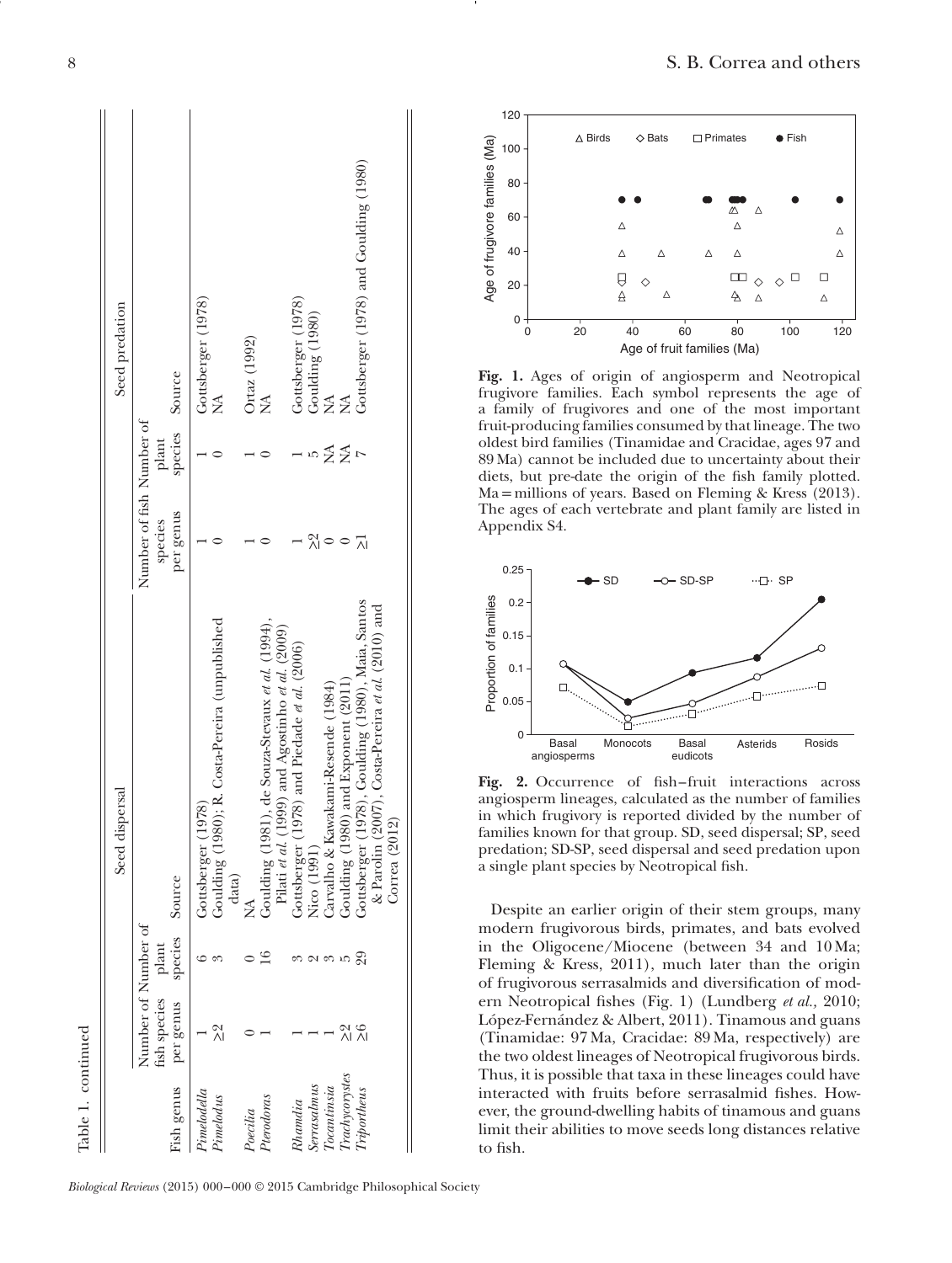Table 1. continued

| Fish genus | Seed dispersal | | | Seed predation | | |
|---|---|---|---|---|---|---|
| | Number of fish species per genus | Number of plant species | Source | Number of fish species per genus | Number of plant species | Source |
| *Pimelodella* | 1 | 6 | Gottsberger (1978) | 1 | 1 | Gottsberger (1978) |
| *Pimelodus* | ≥2 | 3 | Goulding (1980); R. Costa-Pereira (unpublished data) | 0 | 0 | NA |
| *Poecilia* | 0 | 0 | NA | 1 | 1 | Ortaz (1992) |
| *Pterodoras* | 1 | 16 | Goulding (1981), de Souza-Stevaux *et al.* (1994), Pilati *et al.* (1999) and Agostinho *et al.* (2009) | 0 | 0 | NA |
| *Rhamdia* | 1 | 3 | Gottsberger (1978) and Piedade *et al.* (2006) | 1 | 1 | Gottsberger (1978) |
| *Serrasalmus* | 1 | 2 | Nico (1991) | ≥2 | 5 | Goulding (1980) |
| *Tocantinsia* | 1 | 3 | Carvalho & Kawakami-Resende (1984) | 0 | NA | NA |
| *Trachycorystes* | ≥2 | 5 | Goulding (1980) and Exponent (2011) | 0 | NA | NA |
| *Triportheus* | ≥6 | 29 | Gottsberger (1978), Goulding (1980), Maia, Santos & Parolin (2007), Costa-Pereira *et al.* (2010) and Correa (2012) | ≥1 | 7 | Gottsberger (1978) and Goulding (1980) |

**Fig. 1.** Ages of origin of angiosperm and Neotropical frugivore families. Each symbol represents the age of a family of frugivores and one of the most important fruit-producing families consumed by that lineage. The two oldest bird families (Tinamidae and Cracidae, ages 97 and 89 Ma) cannot be included due to uncertainty about their diets, but pre-date the origin of the fish family plotted. Ma = millions of years. Based on Fleming & Kress (2013). The ages of each vertebrate and plant family are listed in Appendix S4.

**Fig. 2.** Occurrence of fish–fruit interactions across angiosperm lineages, calculated as the number of families in which frugivory is reported divided by the number of families known for that group. SD, seed dispersal; SP, seed predation; SD-SP, seed dispersal and seed predation upon a single plant species by Neotropical fish.

Despite an earlier origin of their stem groups, many modern frugivorous birds, primates, and bats evolved in the Oligocene/Miocene (between 34 and 10 Ma; Fleming & Kress, 2011), much later than the origin of frugivorous serrasalmids and diversification of modern Neotropical fishes (Fig. 1) (Lundberg *et al.*, 2010; López-Fernández & Albert, 2011). Tinamous and guans (Tinamidae: 97 Ma, Cracidae: 89 Ma, respectively) are the two oldest lineages of Neotropical frugivorous birds. Thus, it is possible that taxa in these lineages could have interacted with fruits before serrasalmid fishes. However, the ground-dwelling habits of tinamous and guans limit their abilities to move seeds long distances relative to fish.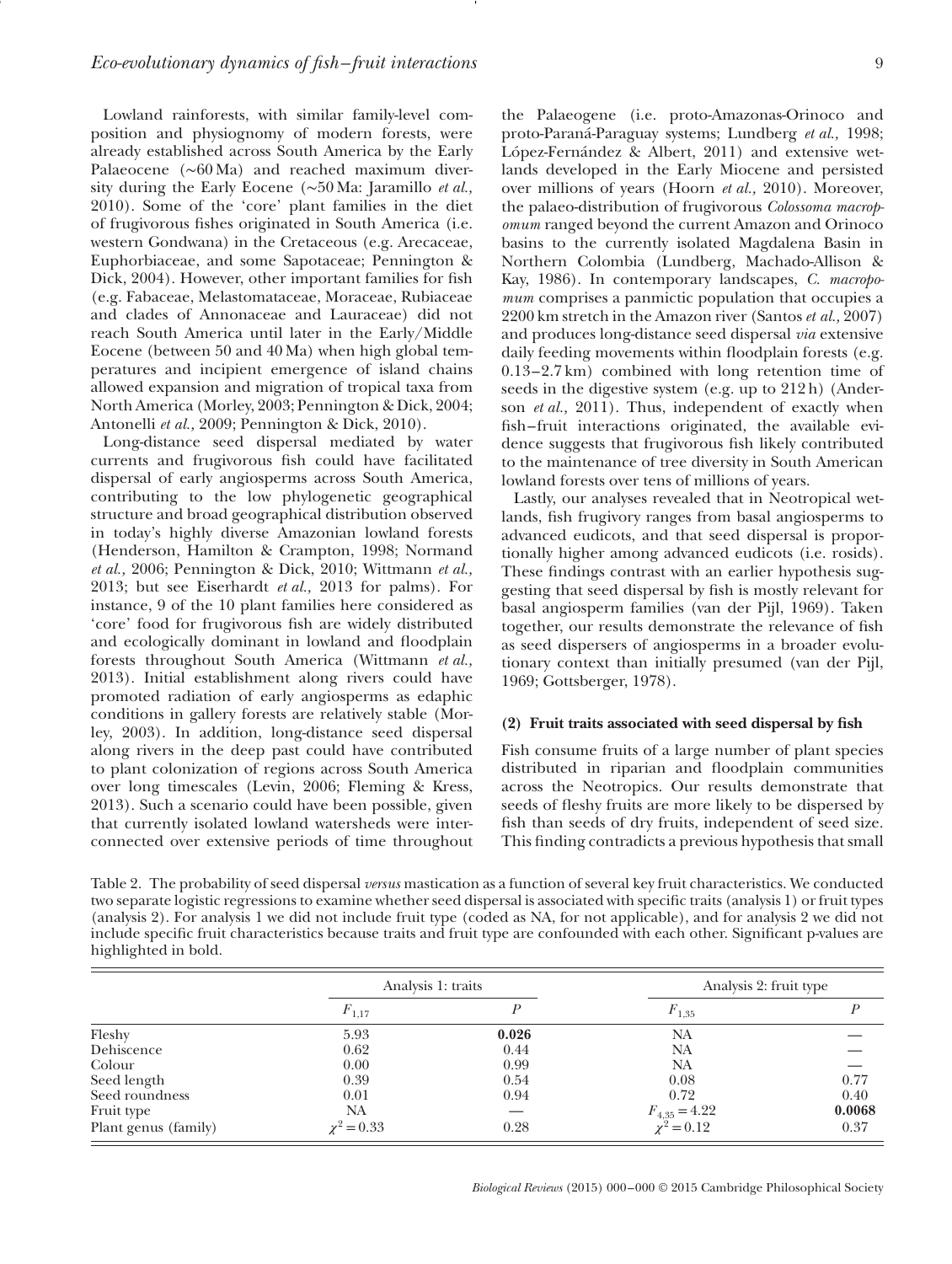Lowland rainforests, with similar family-level composition and physiognomy of modern forests, were already established across South America by the Early Palaeocene (~60 Ma) and reached maximum diversity during the Early Eocene (~50 Ma: Jaramillo *et al.,* 2010). Some of the 'core' plant families in the diet of frugivorous fishes originated in South America (i.e. western Gondwana) in the Cretaceous (e.g. Arecaceae, Euphorbiaceae, and some Sapotaceae; Pennington & Dick, 2004). However, other important families for fish (e.g. Fabaceae, Melastomataceae, Moraceae, Rubiaceae and clades of Annonaceae and Lauraceae) did not reach South America until later in the Early/Middle Eocene (between 50 and 40 Ma) when high global temperatures and incipient emergence of island chains allowed expansion and migration of tropical taxa from North America (Morley, 2003; Pennington & Dick, 2004; Antonelli *et al.,* 2009; Pennington & Dick, 2010).

Long-distance seed dispersal mediated by water currents and frugivorous fish could have facilitated dispersal of early angiosperms across South America, contributing to the low phylogenetic geographical structure and broad geographical distribution observed in today's highly diverse Amazonian lowland forests (Henderson, Hamilton & Crampton, 1998; Normand *et al.,* 2006; Pennington & Dick, 2010; Wittmann *et al.,* 2013; but see Eiserhardt *et al.,* 2013 for palms). For instance, 9 of the 10 plant families here considered as 'core' food for frugivorous fish are widely distributed and ecologically dominant in lowland and floodplain forests throughout South America (Wittmann *et al.,* 2013). Initial establishment along rivers could have promoted radiation of early angiosperms as edaphic conditions in gallery forests are relatively stable (Morley, 2003). In addition, long-distance seed dispersal along rivers in the deep past could have contributed to plant colonization of regions across South America over long timescales (Levin, 2006; Fleming & Kress, 2013). Such a scenario could have been possible, given that currently isolated lowland watersheds were interconnected over extensive periods of time throughout the Palaeogene (i.e. proto-Amazonas-Orinoco and proto-Paraná-Paraguay systems; Lundberg *et al.,* 1998; López-Fernández & Albert, 2011) and extensive wetlands developed in the Early Miocene and persisted over millions of years (Hoorn *et al.,* 2010). Moreover, the palaeo-distribution of frugivorous *Colossoma macropomum* ranged beyond the current Amazon and Orinoco basins to the currently isolated Magdalena Basin in Northern Colombia (Lundberg, Machado-Allison & Kay, 1986). In contemporary landscapes, *C. macropomum* comprises a panmictic population that occupies a 2200 km stretch in the Amazon river (Santos *et al.,* 2007) and produces long-distance seed dispersal *via* extensive daily feeding movements within floodplain forests (e.g. 0.13–2.7 km) combined with long retention time of seeds in the digestive system (e.g. up to 212 h) (Anderson *et al.,* 2011). Thus, independent of exactly when fish–fruit interactions originated, the available evidence suggests that frugivorous fish likely contributed to the maintenance of tree diversity in South American lowland forests over tens of millions of years.

Lastly, our analyses revealed that in Neotropical wetlands, fish frugivory ranges from basal angiosperms to advanced eudicots, and that seed dispersal is proportionally higher among advanced eudicots (i.e. rosids). These findings contrast with an earlier hypothesis suggesting that seed dispersal by fish is mostly relevant for basal angiosperm families (van der Pijl, 1969). Taken together, our results demonstrate the relevance of fish as seed dispersers of angiosperms in a broader evolutionary context than initially presumed (van der Pijl, 1969; Gottsberger, 1978).

### (2) Fruit traits associated with seed dispersal by fish

Fish consume fruits of a large number of plant species distributed in riparian and floodplain communities across the Neotropics. Our results demonstrate that seeds of fleshy fruits are more likely to be dispersed by fish than seeds of dry fruits, independent of seed size. This finding contradicts a previous hypothesis that small

Table 2. The probability of seed dispersal *versus* mastication as a function of several key fruit characteristics. We conducted two separate logistic regressions to examine whether seed dispersal is associated with specific traits (analysis 1) or fruit types (analysis 2). For analysis 1 we did not include fruit type (coded as NA, for not applicable), and for analysis 2 we did not include specific fruit characteristics because traits and fruit type are confounded with each other. Significant p-values are highlighted in bold.

| | Analysis 1: traits | | Analysis 2: fruit type | |
|---|---|---|---|---|
| | $F_{1,17}$ | $P$ | $F_{1,35}$ | $P$ |
| Fleshy | 5.93 | **0.026** | NA | — |
| Dehiscence | 0.62 | 0.44 | NA | — |
| Colour | 0.00 | 0.99 | NA | — |
| Seed length | 0.39 | 0.54 | 0.08 | 0.77 |
| Seed roundness | 0.01 | 0.94 | 0.72 | 0.40 |
| Fruit type | NA | — | $F_{4,35} = 4.22$ | **0.0068** |
| Plant genus (family) | $\chi^2 = 0.33$ | 0.28 | $\chi^2 = 0.12$ | 0.37 |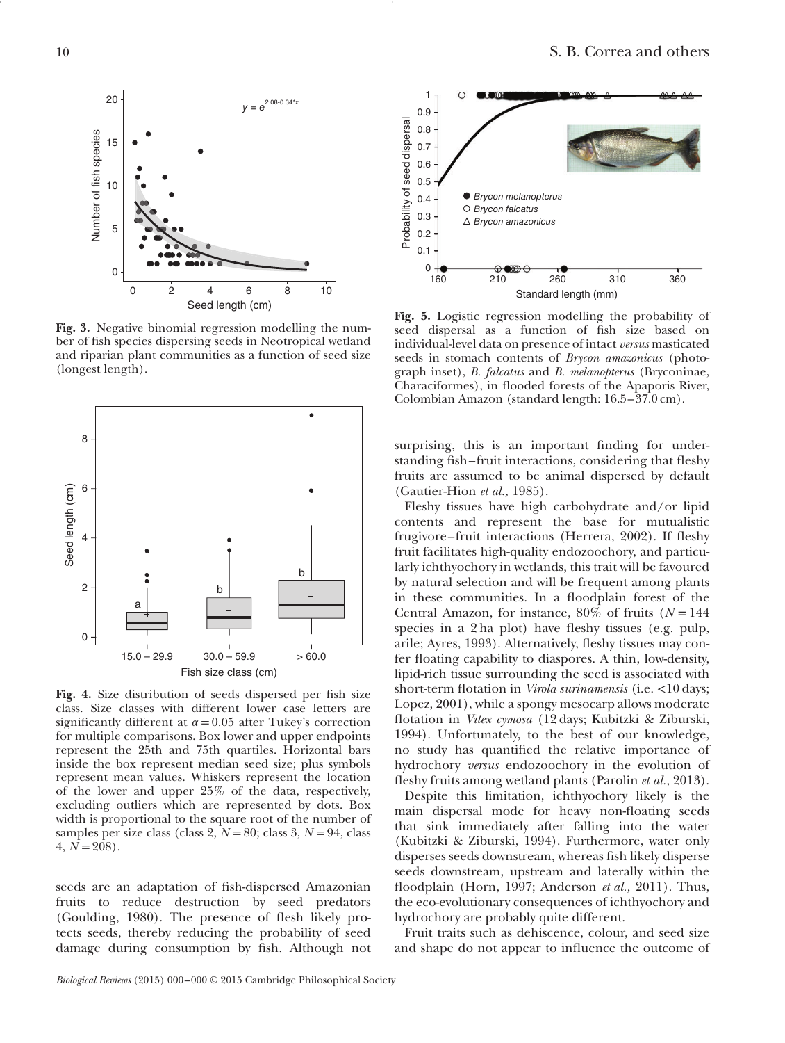Fig. 3. Negative binomial regression modelling the number of fish species dispersing seeds in Neotropical wetland and riparian plant communities as a function of seed size (longest length).

Fig. 4. Size distribution of seeds dispersed per fish size class. Size classes with different lower case letters are significantly different at $\alpha = 0.05$ after Tukey's correction for multiple comparisons. Box lower and upper endpoints represent the 25th and 75th quartiles. Horizontal bars inside the box represent median seed size; plus symbols represent mean values. Whiskers represent the location of the lower and upper 25% of the data, respectively, excluding outliers which are represented by dots. Box width is proportional to the square root of the number of samples per size class (class 2, $N = 80$; class 3, $N = 94$, class 4, $N = 208$).

seeds are an adaptation of fish-dispersed Amazonian fruits to reduce destruction by seed predators (Goulding, 1980). The presence of flesh likely protects seeds, thereby reducing the probability of seed damage during consumption by fish. Although not surprising, this is an important finding for understanding fish–fruit interactions, considering that fleshy fruits are assumed to be animal dispersed by default (Gautier-Hion *et al.,* 1985).

Fig. 5. Logistic regression modelling the probability of seed dispersal as a function of fish size based on individual-level data on presence of intact *versus* masticated seeds in stomach contents of *Brycon amazonicus* (photograph inset), *B. falcatus* and *B. melanopterus* (Bryconinae, Characiformes), in flooded forests of the Apaporis River, Colombian Amazon (standard length: 16.5–37.0 cm).

Fleshy tissues have high carbohydrate and/or lipid contents and represent the base for mutualistic frugivore–fruit interactions (Herrera, 2002). If fleshy fruit facilitates high-quality endozoochory, and particularly ichthyochory in wetlands, this trait will be favoured by natural selection and will be frequent among plants in these communities. In a floodplain forest of the Central Amazon, for instance, 80% of fruits ($N = 144$ species in a 2 ha plot) have fleshy tissues (e.g. pulp, arile; Ayres, 1993). Alternatively, fleshy tissues may confer floating capability to diaspores. A thin, low-density, lipid-rich tissue surrounding the seed is associated with short-term flotation in *Virola surinamensis* (i.e. <10 days; Lopez, 2001), while a spongy mesocarp allows moderate flotation in *Vitex cymosa* (12 days; Kubitzki & Ziburski, 1994). Unfortunately, to the best of our knowledge, no study has quantified the relative importance of hydrochory *versus* endozoochory in the evolution of fleshy fruits among wetland plants (Parolin *et al.,* 2013).

Despite this limitation, ichthyochory likely is the main dispersal mode for heavy non-floating seeds that sink immediately after falling into the water (Kubitzki & Ziburski, 1994). Furthermore, water only disperses seeds downstream, whereas fish likely disperse seeds downstream, upstream and laterally within the floodplain (Horn, 1997; Anderson *et al.,* 2011). Thus, the eco-evolutionary consequences of ichthyochory and hydrochory are probably quite different.

Fruit traits such as dehiscence, colour, and seed size and shape do not appear to influence the outcome of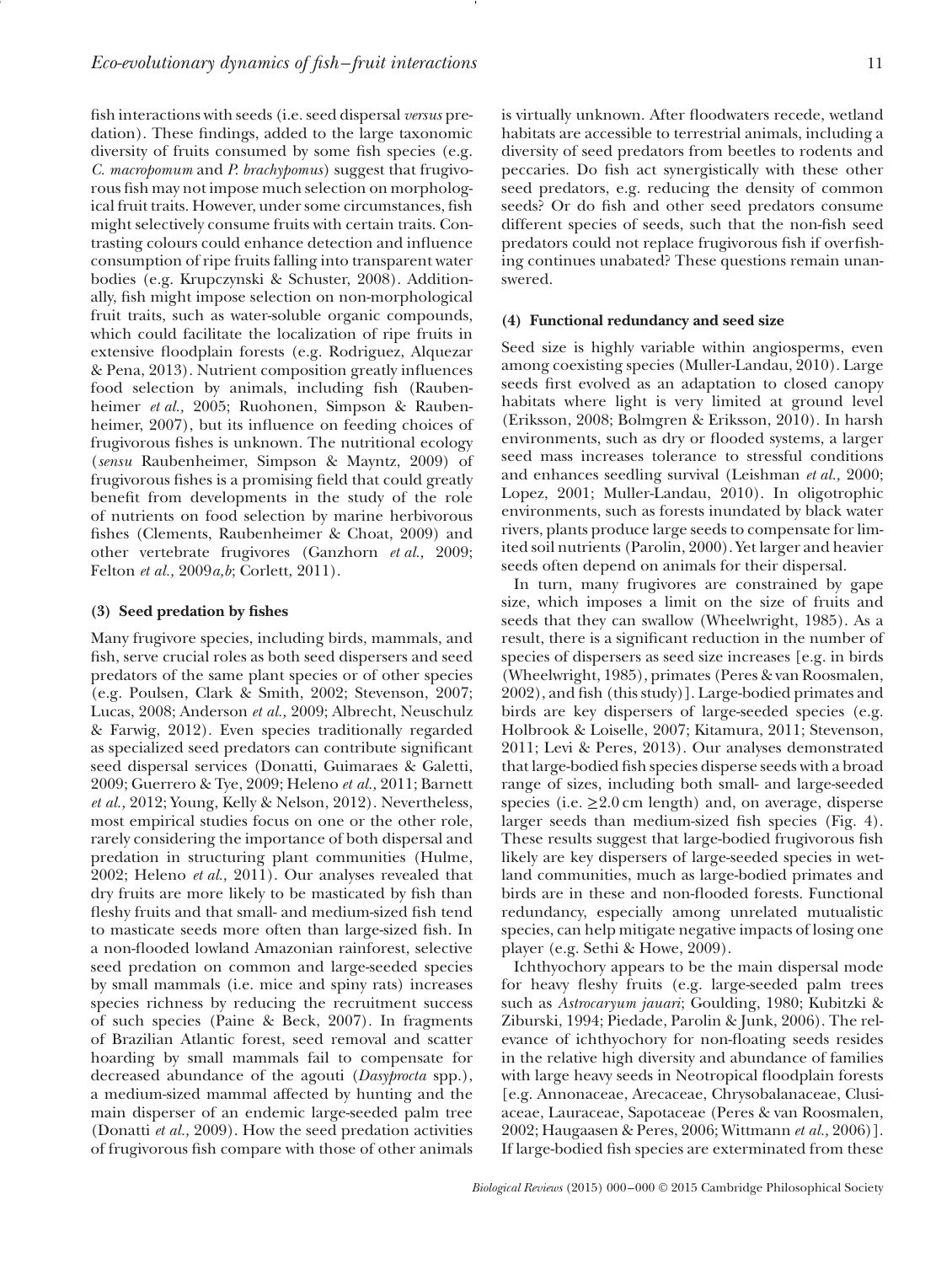fish interactions with seeds (i.e. seed dispersal *versus* predation). These findings, added to the large taxonomic diversity of fruits consumed by some fish species (e.g. *C. macropomum* and *P. brachypomus*) suggest that frugivorous fish may not impose much selection on morphological fruit traits. However, under some circumstances, fish might selectively consume fruits with certain traits. Contrasting colours could enhance detection and influence consumption of ripe fruits falling into transparent water bodies (e.g. Krupczynski & Schuster, 2008). Additionally, fish might impose selection on non-morphological fruit traits, such as water-soluble organic compounds, which could facilitate the localization of ripe fruits in extensive floodplain forests (e.g. Rodriguez, Alquezar & Pena, 2013). Nutrient composition greatly influences food selection by animals, including fish (Raubenheimer *et al.,* 2005; Ruohonen, Simpson & Raubenheimer, 2007), but its influence on feeding choices of frugivorous fishes is unknown. The nutritional ecology (*sensu* Raubenheimer, Simpson & Mayntz, 2009) of frugivorous fishes is a promising field that could greatly benefit from developments in the study of the role of nutrients on food selection by marine herbivorous fishes (Clements, Raubenheimer & Choat, 2009) and other vertebrate frugivores (Ganzhorn *et al.,* 2009; Felton *et al.,* 2009*a,b*; Corlett, 2011).

### (3) Seed predation by fishes

Many frugivore species, including birds, mammals, and fish, serve crucial roles as both seed dispersers and seed predators of the same plant species or of other species (e.g. Poulsen, Clark & Smith, 2002; Stevenson, 2007; Lucas, 2008; Anderson *et al.,* 2009; Albrecht, Neuschulz & Farwig, 2012). Even species traditionally regarded as specialized seed predators can contribute significant seed dispersal services (Donatti, Guimaraes & Galetti, 2009; Guerrero & Tye, 2009; Heleno *et al.,* 2011; Barnett *et al.,* 2012; Young, Kelly & Nelson, 2012). Nevertheless, most empirical studies focus on one or the other role, rarely considering the importance of both dispersal and predation in structuring plant communities (Hulme, 2002; Heleno *et al.,* 2011). Our analyses revealed that dry fruits are more likely to be masticated by fish than fleshy fruits and that small- and medium-sized fish tend to masticate seeds more often than large-sized fish. In a non-flooded lowland Amazonian rainforest, selective seed predation on common and large-seeded species by small mammals (i.e. mice and spiny rats) increases species richness by reducing the recruitment success of such species (Paine & Beck, 2007). In fragments of Brazilian Atlantic forest, seed removal and scatter hoarding by small mammals fail to compensate for decreased abundance of the agouti (*Dasyprocta* spp.), a medium-sized mammal affected by hunting and the main disperser of an endemic large-seeded palm tree (Donatti *et al.,* 2009). How the seed predation activities of frugivorous fish compare with those of other animals is virtually unknown. After floodwaters recede, wetland habitats are accessible to terrestrial animals, including a diversity of seed predators from beetles to rodents and peccaries. Do fish act synergistically with these other seed predators, e.g. reducing the density of common seeds? Or do fish and other seed predators consume different species of seeds, such that the non-fish seed predators could not replace frugivorous fish if overfishing continues unabated? These questions remain unanswered.

### (4) Functional redundancy and seed size

Seed size is highly variable within angiosperms, even among coexisting species (Muller-Landau, 2010). Large seeds first evolved as an adaptation to closed canopy habitats where light is very limited at ground level (Eriksson, 2008; Bolmgren & Eriksson, 2010). In harsh environments, such as dry or flooded systems, a larger seed mass increases tolerance to stressful conditions and enhances seedling survival (Leishman *et al.,* 2000; Lopez, 2001; Muller-Landau, 2010). In oligotrophic environments, such as forests inundated by black water rivers, plants produce large seeds to compensate for limited soil nutrients (Parolin, 2000). Yet larger and heavier seeds often depend on animals for their dispersal.

In turn, many frugivores are constrained by gape size, which imposes a limit on the size of fruits and seeds that they can swallow (Wheelwright, 1985). As a result, there is a significant reduction in the number of species of dispersers as seed size increases [e.g. in birds (Wheelwright, 1985), primates (Peres & van Roosmalen, 2002), and fish (this study)]. Large-bodied primates and birds are key dispersers of large-seeded species (e.g. Holbrook & Loiselle, 2007; Kitamura, 2011; Stevenson, 2011; Levi & Peres, 2013). Our analyses demonstrated that large-bodied fish species disperse seeds with a broad range of sizes, including both small- and large-seeded species (i.e. ≥2.0 cm length) and, on average, disperse larger seeds than medium-sized fish species (Fig. 4). These results suggest that large-bodied frugivorous fish likely are key dispersers of large-seeded species in wetland communities, much as large-bodied primates and birds are in these and non-flooded forests. Functional redundancy, especially among unrelated mutualistic species, can help mitigate negative impacts of losing one player (e.g. Sethi & Howe, 2009).

Ichthyochory appears to be the main dispersal mode for heavy fleshy fruits (e.g. large-seeded palm trees such as *Astrocaryum jauari*; Goulding, 1980; Kubitzki & Ziburski, 1994; Piedade, Parolin & Junk, 2006). The relevance of ichthyochory for non-floating seeds resides in the relative high diversity and abundance of families with large heavy seeds in Neotropical floodplain forests [e.g. Annonaceae, Arecaceae, Chrysobalanaceae, Clusiaceae, Lauraceae, Sapotaceae (Peres & van Roosmalen, 2002; Haugaasen & Peres, 2006; Wittmann *et al.,* 2006)]. If large-bodied fish species are exterminated from these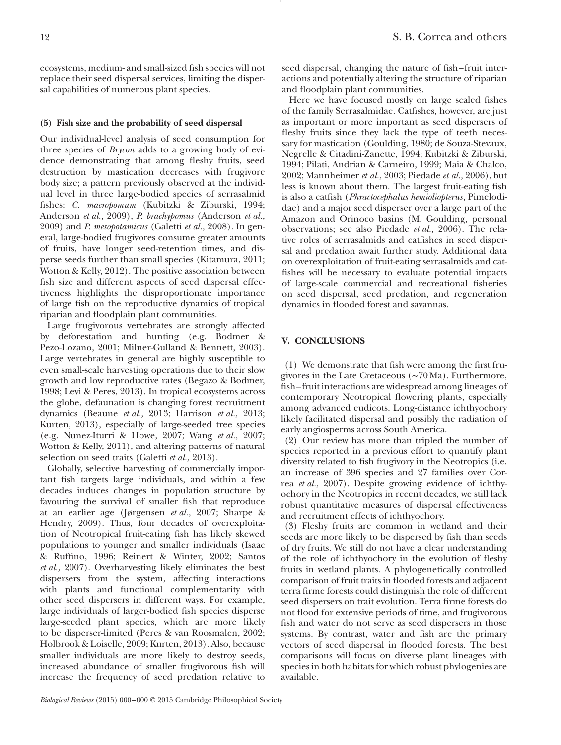ecosystems, medium- and small-sized fish species will not replace their seed dispersal services, limiting the dispersal capabilities of numerous plant species.

### (5) Fish size and the probability of seed dispersal

Our individual-level analysis of seed consumption for three species of *Brycon* adds to a growing body of evidence demonstrating that among fleshy fruits, seed destruction by mastication decreases with frugivore body size; a pattern previously observed at the individual level in three large-bodied species of serrasalmid fishes: *C. macropomum* (Kubitzki & Ziburski, 1994; Anderson *et al.,* 2009), *P. brachypomus* (Anderson *et al.,* 2009) and *P. mesopotamicus* (Galetti *et al.,* 2008). In general, large-bodied frugivores consume greater amounts of fruits, have longer seed-retention times, and disperse seeds further than small species (Kitamura, 2011; Wotton & Kelly, 2012). The positive association between fish size and different aspects of seed dispersal effectiveness highlights the disproportionate importance of large fish on the reproductive dynamics of tropical riparian and floodplain plant communities.

Large frugivorous vertebrates are strongly affected by deforestation and hunting (e.g. Bodmer & Pezo-Lozano, 2001; Milner-Gulland & Bennett, 2003). Large vertebrates in general are highly susceptible to even small-scale harvesting operations due to their slow growth and low reproductive rates (Begazo & Bodmer, 1998; Levi & Peres, 2013). In tropical ecosystems across the globe, defaunation is changing forest recruitment dynamics (Beaune *et al.,* 2013; Harrison *et al.,* 2013; Kurten, 2013), especially of large-seeded tree species (e.g. Nunez-Iturri & Howe, 2007; Wang *et al.,* 2007; Wotton & Kelly, 2011), and altering patterns of natural selection on seed traits (Galetti *et al.,* 2013).

Globally, selective harvesting of commercially important fish targets large individuals, and within a few decades induces changes in population structure by favouring the survival of smaller fish that reproduce at an earlier age (Jørgensen *et al.,* 2007; Sharpe & Hendry, 2009). Thus, four decades of overexploitation of Neotropical fruit-eating fish has likely skewed populations to younger and smaller individuals (Isaac & Ruffino, 1996; Reinert & Winter, 2002; Santos *et al.,* 2007). Overharvesting likely eliminates the best dispersers from the system, affecting interactions with plants and functional complementarity with other seed dispersers in different ways. For example, large individuals of larger-bodied fish species disperse large-seeded plant species, which are more likely to be disperser-limited (Peres & van Roosmalen, 2002; Holbrook & Loiselle, 2009; Kurten, 2013). Also, because smaller individuals are more likely to destroy seeds, increased abundance of smaller frugivorous fish will increase the frequency of seed predation relative to seed dispersal, changing the nature of fish–fruit interactions and potentially altering the structure of riparian and floodplain plant communities.

Here we have focused mostly on large scaled fishes of the family Serrasalmidae. Catfishes, however, are just as important or more important as seed dispersers of fleshy fruits since they lack the type of teeth necessary for mastication (Goulding, 1980; de Souza-Stevaux, Negrelle & Citadini-Zanette, 1994; Kubitzki & Ziburski, 1994; Pilati, Andrian & Carneiro, 1999; Maia & Chalco, 2002; Mannheimer *et al.,* 2003; Piedade *et al.,* 2006), but less is known about them. The largest fruit-eating fish is also a catfish (*Phractocephalus hemioliopterus*, Pimelodidae) and a major seed disperser over a large part of the Amazon and Orinoco basins (M. Goulding, personal observations; see also Piedade *et al.,* 2006). The relative roles of serrasalmids and catfishes in seed dispersal and predation await further study. Additional data on overexploitation of fruit-eating serrasalmids and catfishes will be necessary to evaluate potential impacts of large-scale commercial and recreational fisheries on seed dispersal, seed predation, and regeneration dynamics in flooded forest and savannas.

## V. CONCLUSIONS

(1) We demonstrate that fish were among the first frugivores in the Late Cretaceous (~70 Ma). Furthermore, fish–fruit interactions are widespread among lineages of contemporary Neotropical flowering plants, especially among advanced eudicots. Long-distance ichthyochory likely facilitated dispersal and possibly the radiation of early angiosperms across South America.

(2) Our review has more than tripled the number of species reported in a previous effort to quantify plant diversity related to fish frugivory in the Neotropics (i.e. an increase of 396 species and 27 families over Correa *et al.,* 2007). Despite growing evidence of ichthyochory in the Neotropics in recent decades, we still lack robust quantitative measures of dispersal effectiveness and recruitment effects of ichthyochory.

(3) Fleshy fruits are common in wetland and their seeds are more likely to be dispersed by fish than seeds of dry fruits. We still do not have a clear understanding of the role of ichthyochory in the evolution of fleshy fruits in wetland plants. A phylogenetically controlled comparison of fruit traits in flooded forests and adjacent terra firme forests could distinguish the role of different seed dispersers on trait evolution. Terra firme forests do not flood for extensive periods of time, and frugivorous fish and water do not serve as seed dispersers in those systems. By contrast, water and fish are the primary vectors of seed dispersal in flooded forests. The best comparisons will focus on diverse plant lineages with species in both habitats for which robust phylogenies are available.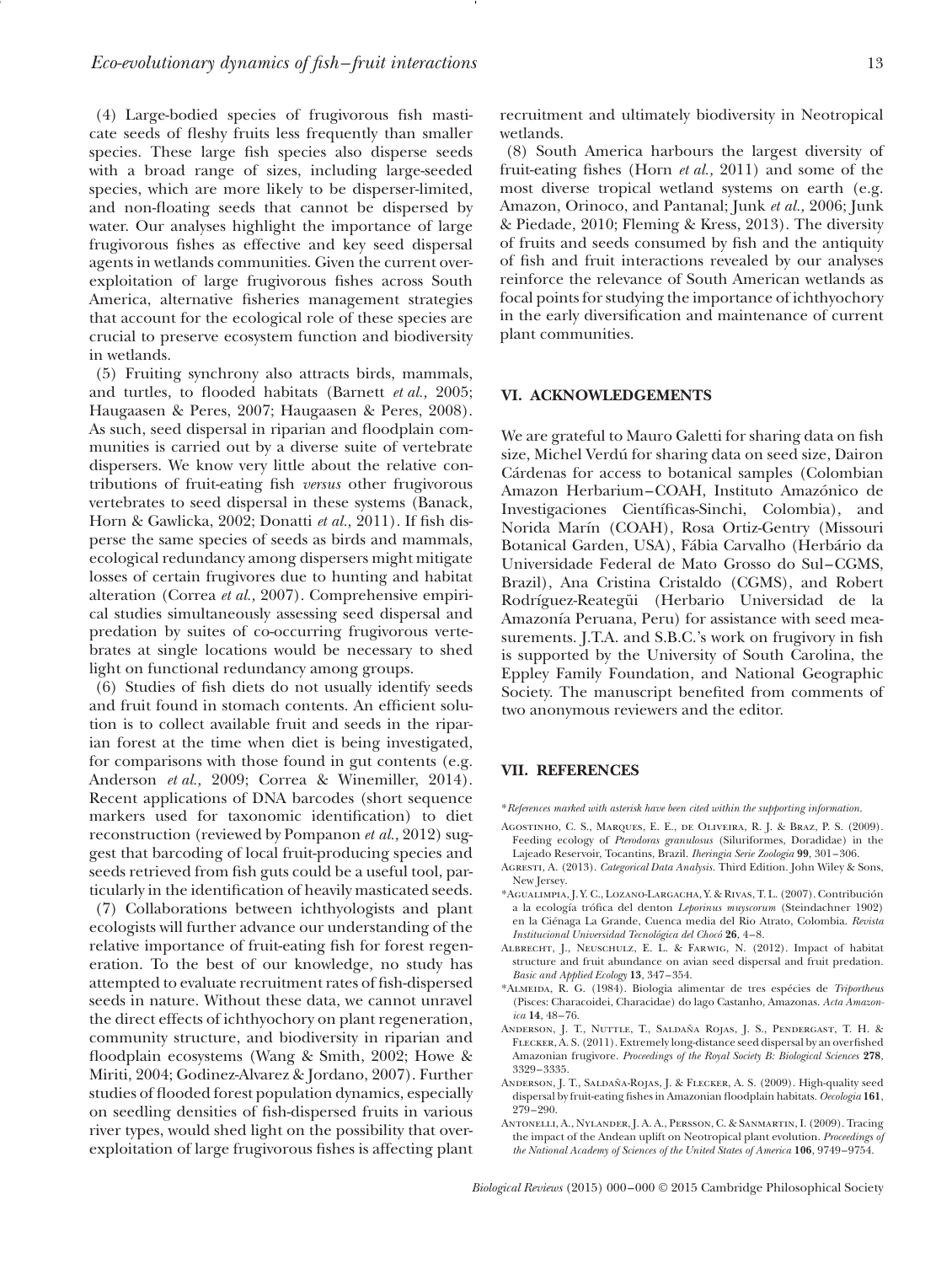(4) Large-bodied species of frugivorous fish masticate seeds of fleshy fruits less frequently than smaller species. These large fish species also disperse seeds with a broad range of sizes, including large-seeded species, which are more likely to be disperser-limited, and non-floating seeds that cannot be dispersed by water. Our analyses highlight the importance of large frugivorous fishes as effective and key seed dispersal agents in wetlands communities. Given the current overexploitation of large frugivorous fishes across South America, alternative fisheries management strategies that account for the ecological role of these species are crucial to preserve ecosystem function and biodiversity in wetlands.

(5) Fruiting synchrony also attracts birds, mammals, and turtles, to flooded habitats (Barnett *et al.,* 2005; Haugaasen & Peres, 2007; Haugaasen & Peres, 2008). As such, seed dispersal in riparian and floodplain communities is carried out by a diverse suite of vertebrate dispersers. We know very little about the relative contributions of fruit-eating fish *versus* other frugivorous vertebrates to seed dispersal in these systems (Banack, Horn & Gawlicka, 2002; Donatti *et al.,* 2011). If fish disperse the same species of seeds as birds and mammals, ecological redundancy among dispersers might mitigate losses of certain frugivores due to hunting and habitat alteration (Correa *et al.,* 2007). Comprehensive empirical studies simultaneously assessing seed dispersal and predation by suites of co-occurring frugivorous vertebrates at single locations would be necessary to shed light on functional redundancy among groups.

(6) Studies of fish diets do not usually identify seeds and fruit found in stomach contents. An efficient solution is to collect available fruit and seeds in the riparian forest at the time when diet is being investigated, for comparisons with those found in gut contents (e.g. Anderson *et al.,* 2009; Correa & Winemiller, 2014). Recent applications of DNA barcodes (short sequence markers used for taxonomic identification) to diet reconstruction (reviewed by Pompanon *et al.,* 2012) suggest that barcoding of local fruit-producing species and seeds retrieved from fish guts could be a useful tool, particularly in the identification of heavily masticated seeds.

(7) Collaborations between ichthyologists and plant ecologists will further advance our understanding of the relative importance of fruit-eating fish for forest regeneration. To the best of our knowledge, no study has attempted to evaluate recruitment rates of fish-dispersed seeds in nature. Without these data, we cannot unravel the direct effects of ichthyochory on plant regeneration, community structure, and biodiversity in riparian and floodplain ecosystems (Wang & Smith, 2002; Howe & Miriti, 2004; Godinez-Alvarez & Jordano, 2007). Further studies of flooded forest population dynamics, especially on seedling densities of fish-dispersed fruits in various river types, would shed light on the possibility that overexploitation of large frugivorous fishes is affecting plant recruitment and ultimately biodiversity in Neotropical wetlands.

(8) South America harbours the largest diversity of fruit-eating fishes (Horn *et al.,* 2011) and some of the most diverse tropical wetland systems on earth (e.g. Amazon, Orinoco, and Pantanal; Junk *et al.,* 2006; Junk & Piedade, 2010; Fleming & Kress, 2013). The diversity of fruits and seeds consumed by fish and the antiquity of fish and fruit interactions revealed by our analyses reinforce the relevance of South American wetlands as focal points for studying the importance of ichthyochory in the early diversification and maintenance of current plant communities.

## VI. ACKNOWLEDGEMENTS

We are grateful to Mauro Galetti for sharing data on fish size, Michel Verdú for sharing data on seed size, Dairon Cárdenas for access to botanical samples (Colombian Amazon Herbarium–COAH, Instituto Amazónico de Investigaciones Científicas-Sinchi, Colombia), and Norida Marín (COAH), Rosa Ortiz-Gentry (Missouri Botanical Garden, USA), Fábia Carvalho (Herbário da Universidade Federal de Mato Grosso do Sul–CGMS, Brazil), Ana Cristina Cristaldo (CGMS), and Robert Rodríguez-Reategüi (Herbario Universidad de la Amazonía Peruana, Peru) for assistance with seed measurements. J.T.A. and S.B.C.'s work on frugivory in fish is supported by the University of South Carolina, the Eppley Family Foundation, and National Geographic Society. The manuscript benefited from comments of two anonymous reviewers and the editor.

## VII. REFERENCES

*References marked with asterisk have been cited within the supporting information.*

Agostinho, C. S., Marques, E. E., de Oliveira, R. J. & Braz, P. S. (2009). Feeding ecology of *Pterodoras granulosus* (Siluriformes, Doradidae) in the Lajeado Reservoir, Tocantins, Brazil. *Iheringia Serie Zoologia* **99**, 301–306.

Agresti, A. (2013). *Categorical Data Analysis*. Third Edition. John Wiley & Sons, New Jersey.

*Agualimpia, J. Y. C., Lozano-Largacha, Y. & Rivas, T. L. (2007). Contribución a la ecología trófica del denton *Leporinus muyscorum* (Steindachner 1902) en la Ciénaga La Grande, Cuenca media del Rio Atrato, Colombia. *Revista Institucional Universidad Tecnológica del Chocó* **26**, 4–8.

Albrecht, J., Neuschulz, E. L. & Farwig, N. (2012). Impact of habitat structure and fruit abundance on avian seed dispersal and fruit predation. *Basic and Applied Ecology* **13**, 347–354.

*Almeida, R. G. (1984). Biologia alimentar de tres espécies de *Triportheus* (Pisces: Characoidei, Characidae) do lago Castanho, Amazonas. *Acta Amazonica* **14**, 48–76.

Anderson, J. T., Nuttle, T., Saldaña Rojas, J. S., Pendergast, T. H. & Flecker, A. S. (2011). Extremely long-distance seed dispersal by an overfished Amazonian frugivore. *Proceedings of the Royal Society B: Biological Sciences* **278**, 3329–3335.

Anderson, J. T., Saldaña-Rojas, J. & Flecker, A. S. (2009). High-quality seed dispersal by fruit-eating fishes in Amazonian floodplain habitats. *Oecologia* **161**, 279–290.

Antonelli, A., Nylander, J. A. A., Persson, C. & Sanmartin, I. (2009). Tracing the impact of the Andean uplift on Neotropical plant evolution. *Proceedings of the National Academy of Sciences of the United States of America* **106**, 9749–9754.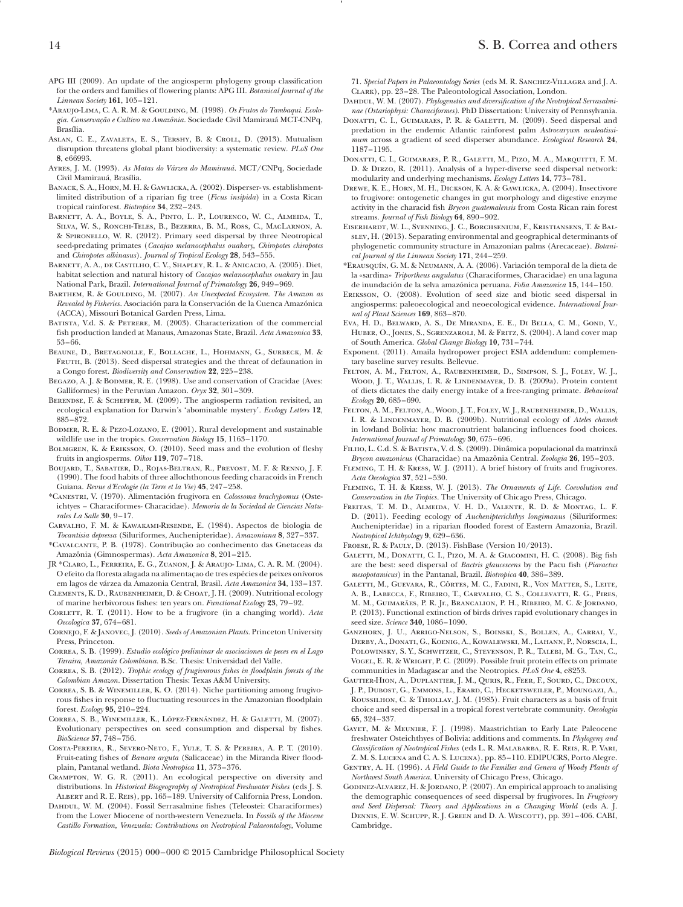APG III (2009). An update of the angiosperm phylogeny group classification for the orders and families of flowering plants: APG III. *Botanical Journal of the Linnean Society* **161**, 105–121.

*Araujo-Lima, C. A. R. M. & Goulding, M. (1998). *Os Frutos do Tambaqui. Ecologia. Conservação e Cultivo na Amazônia*. Sociedade Civil Mamirauá MCT-CNPq, Brasília.

Aslan, C. E., Zavaleta, E. S., Tershy, B. & Croll, D. (2013). Mutualism disruption threatens global plant biodiversity: a systematic review. *PLoS One* **8**, e66993.

Ayres, J. M. (1993). *As Matas do Várzea do Mamirauá*. MCT/CNPq, Sociedade Civil Mamirauá, Brasília.

Banack, S. A., Horn, M. H. & Gawlicka, A. (2002). Disperser- vs. establishment-limited distribution of a riparian fig tree (*Ficus insipida*) in a Costa Rican tropical rainforest. *Biotropica* **34**, 232–243.

Barnett, A. A., Boyle, S. A., Pinto, L. P., Lourenco, W. C., Almeida, T., Silva, W. S., Ronchi-Teles, B., Bezerra, B. M., Ross, C., MacLarnon, A. & Spironello, W. R. (2012). Primary seed dispersal by three Neotropical seed-predating primates (*Cacajao melanocephalus ouakary, Chiropotes chiropotes* and *Chiropotes albinasus*). *Journal of Tropical Ecology* **28**, 543–555.

Barnett, A. A., de Castilho, C. V., Shapley, R. L. & Anicacio, A. (2005). Diet, habitat selection and natural history of *Cacajao melanocephalus ouakary* in Jau National Park, Brazil. *International Journal of Primatology* **26**, 949–969.

Barthem, R. & Goulding, M. (2007). *An Unexpected Ecosystem. The Amazon as Revealed by Fisheries*. Asociación para la Conservación de la Cuenca Amazónica (ACCA), Missouri Botanical Garden Press, Lima.

Batista, V.d. S. & Petrere, M. (2003). Characterization of the commercial fish production landed at Manaus, Amazonas State, Brazil. *Acta Amazonica* **33**, 53–66.

Beaune, D., Bretagnolle, F., Bollache, L., Hohmann, G., Surbeck, M. & Fruth, B. (2013). Seed dispersal strategies and the threat of defaunation in a Congo forest. *Biodiversity and Conservation* **22**, 225–238.

Begazo, A. J. & Bodmer, R. E. (1998). Use and conservation of Cracidae (Aves: Galliformes) in the Peruvian Amazon. *Oryx* **32**, 301–309.

Berendse, F. & Scheffer, M. (2009). The angiosperm radiation revisited, an ecological explanation for Darwin's 'abominable mystery'. *Ecology Letters* **12**, 885–872.

Bodmer, R. E. & Pezo-Lozano, E. (2001). Rural development and sustainable wildlife use in the tropics. *Conservation Biology* **15**, 1163–1170.

Bolmgren, K. & Eriksson, O. (2010). Seed mass and the evolution of fleshy fruits in angiosperms. *Oikos* **119**, 707–718.

Boujard, T., Sabatier, D., Rojas-Beltran, R., Prevost, M. F. & Renno, J. F. (1990). The food habits of three allochthonous feeding characoids in French Guiana. *Revue d'Ecologie (la Terre et la Vie)* **45**, 247–258.

*Canestri, V. (1970). Alimentación frugivora en *Colossoma brachypomus* (Osteichtyes – Characiformes- Characidae). *Memoria de la Sociedad de Ciencias Naturales La Salle* **30**, 9–17.

Carvalho, F. M. & Kawakami-Resende, E. (1984). Aspectos de biologia de *Tocantisia depressa* (Siluriformes, Auchenipteridae). *Amazoniana* **8**, 327–337.

*Cavalcante, P. B. (1978). Contribução ao conhecimento das Gnetaceas da Amazônia (Gimnospermas). *Acta Amazonica* **8**, 201–215.

JR *Claro, L., Ferreira, E. G., Zuanon, J. & Araujo- Lima, C. A. R. M. (2004). O efeito da floresta alagada na alimentaçao de tres espécies de peixes onívoros em lagos de várzea da Amazonia Central, Brasil. *Acta Amazonica* **34**, 133–137.

Clements, K. D., Raubenheimer, D. & Choat, J. H. (2009). Nutritional ecology of marine herbivorous fishes: ten years on. *Functional Ecology* **23**, 79–92.

Corlett, R. T. (2011). How to be a frugivore (in a changing world). *Acta Oecologica* **37**, 674–681.

Cornejo, F. & Janovec, J. (2010). *Seeds of Amazonian Plants*. Princeton University Press, Princeton.

Correa, S. B. (1999). *Estudio ecológico preliminar de asociaciones de peces en el Lago Taraira, Amazonía Colombiana*. B.Sc. Thesis: Universidad del Valle.

Correa, S. B. (2012). *Trophic ecology of frugivorous fishes in floodplain forests of the Colombian Amazon*. Dissertation Thesis: Texas A&M University.

Correa, S. B. & Winemiller, K. O. (2014). Niche partitioning among frugivorous fishes in response to fluctuating resources in the Amazonian floodplain forest. *Ecology* **95**, 210–224.

Correa, S. B., Winemiller, K., López-Fernández, H. & Galetti, M. (2007). Evolutionary perspectives on seed consumption and dispersal by fishes. *BioScience* **57**, 748–756.

Costa-Pereira, R., Severo-Neto, F., Yule, T. S. & Pereira, A. P. T. (2010). Fruit-eating fishes of *Banara arguta* (Salicaceae) in the Miranda River floodplain, Pantanal wetland. *Biota Neotropica* **11**, 373–376.

Crampton, W. G. R. (2011). An ecological perspective on diversity and distributions. In *Historical Biogeography of Neotropical Freshwater Fishes* (eds J. S. Albert and R. E. Reis), pp. 165–189. University of California Press, London.

Dahdul, W. M. (2004). Fossil Serrasalmine fishes (Teleostei: Characiformes) from the Lower Miocene of north-western Venezuela. In *Fossils of the Miocene Castillo Formation, Venezuela: Contributions on Neotropical Palaeontology*, Volume 71. *Special Papers in Palaeontology Series* (eds M. R. Sanchez-Villagra and J. A. Clark), pp. 23–28. The Paleontological Association, London.

Dahdul, W. M. (2007). *Phylogenetics and diversification of the Neotropical Serrasalminae (Ostariophysi: Characiformes)*. PhD Dissertation: University of Pennsylvania.

Donatti, C. I., Guimaraes, P. R. & Galetti, M. (2009). Seed dispersal and predation in the endemic Atlantic rainforest palm *Astrocaryum aculeatissimum* across a gradient of seed disperser abundance. *Ecological Research* **24**, 1187–1195.

Donatti, C. I., Guimaraes, P. R., Galetti, M., Pizo, M. A., Marquitti, F. M. D. & Dirzo, R. (2011). Analysis of a hyper-diverse seed dispersal network: modularity and underlying mechanisms. *Ecology Letters* **14**, 773–781.

Drewe, K. E., Horn, M. H., Dickson, K. A. & Gawlicka, A. (2004). Insectivore to frugivore: ontogenetic changes in gut morphology and digestive enzyme activity in the characid fish *Brycon guatemalensis* from Costa Rican rain forest streams. *Journal of Fish Biology* **64**, 890–902.

Eiserhardt, W. L., Svenning, J. C., Borchsenium, F., Kristiansens, T. & Balslev, H. (2013). Separating environmental and geographical determinants of phylogenetic community structure in Amazonian palms (Arecaceae). *Botanical Journal of the Linnean Society* **171**, 244–259.

*Erausquín, G. M. & Neumann, A. A. (2006). Variación temporal de la dieta de la «sardina» *Triportheus angulatus* (Characiformes, Characidae) en una laguna de inundación de la selva amazónica peruana. *Folia Amazonica* **15**, 144–150.

Eriksson, O. (2008). Evolution of seed size and biotic seed dispersal in angiosperms: paleoecological and neoecological evidence. *International Journal of Plant Sciences* **169**, 863–870.

Eva, H. D., Belward, A. S., De Miranda, E. E., Di Bella, C. M., Gond, V., Huber, O., Jones, S., Sgrenzaroli, M. & Fritz, S. (2004). A land cover map of South America. *Global Change Biology* **10**, 731–744.

Exponent. (2011). Amaila hydropower project ESIA addendum: complementary baseline survey results. Bellevue.

Felton, A. M., Felton, A., Raubenheimer, D., Simpson, S. J., Foley, W. J., Wood, J. T., Wallis, I. R. & Lindenmayer, D. B. (2009a). Protein content of diets dictates the daily energy intake of a free-ranging primate. *Behavioral Ecology* **20**, 685–690.

Felton, A. M., Felton, A., Wood, J. T., Foley, W. J., Raubenheimer, D., Wallis, I. R. & Lindenmayer, D. B. (2009b). Nutritional ecology of *Ateles chamek* in lowland Bolivia: how macronutrient balancing influences food choices. *International Journal of Primatology* **30**, 675–696.

Filho, L. C.d. S. & Batista, V. d. S. (2009). Dinâmica populacional da matrinxã *Brycon amazonicus* (Characidae) na Amazônia Central. *Zoologia* **26**, 195–203.

Fleming, T. H. & Kress, W. J. (2011). A brief history of fruits and frugivores. *Acta Oecologica* **37**, 521–530.

Fleming, T. H. & Kress, W. J. (2013). *The Ornaments of Life. Coevolution and Conservation in the Tropics*. The University of Chicago Press, Chicago.

Freitas, T. M. D., Almeida, V. H. D., Valente, R. D. & Montag, L. F. D. (2011). Feeding ecology of *Auchenipterichthys longimanus* (Siluriformes: Auchenipteridae) in a riparian flooded forest of Eastern Amazonia, Brazil. *Neotropical Ichthyology* **9**, 629–636.

Froese, R. & Pauly, D. (2013). FishBase (Version 10/2013).

Galetti, M., Donatti, C. I., Pizo, M. A. & Giacomini, H. C. (2008). Big fish are the best: seed dispersal of *Bactris glaucescens* by the Pacu fish (*Piaractus mesopotamicus*) in the Pantanal, Brazil. *Biotropica* **40**, 386–389.

Galetti, M., Guevara, R., Côrtes, M. C., Fadini, R., Von Matter, S., Leite, A. B., Labecca, F., Ribeiro, T., Carvalho, C. S., Collevatti, R. G., Pires, M. M., Guimarães, P. R. Jr., Brancalion, P. H., Ribeiro, M. C. & Jordano, P. (2013). Functional extinction of birds drives rapid evolutionary changes in seed size. *Science* **340**, 1086–1090.

Ganzhorn, J. U., Arrigo-Nelson, S., Boinski, S., Bollen, A., Carrai, V., Derby, A., Donati, G., Koenig, A., Kowalewski, M., Lahann, P., Norscia, I., Polowinsky, S. Y., Schwitzer, C., Stevenson, P. R., Talebi, M. G., Tan, C., Vogel, E. R. & Wright, P. C. (2009). Possible fruit protein effects on primate communities in Madagascar and the Neotropics. *PLoS One* **4**, e8253.

Gautier-Hion, A., Duplantier, J. M., Quris, R., Feer, F., Sourd, C., Decoux, J. P., Dubost, G., Emmons, L., Erard, C., Hecketsweiler, P., Moungazi, A., Roussilhon, C. & Thiollay, J. M. (1985). Fruit characters as a basis of fruit choice and seed dispersal in a tropical forest vertebrate community. *Oecologia* **65**, 324–337.

Gayet, M. & Meunier, F. J. (1998). Maastrichtian to Early Late Paleocene freshwater Osteichthyes of Bolivia: additions and comments. In *Phylogeny and Classification of Neotropical Fishes* (eds L. R. Malabarba, R. E. Reis, R. P. Vari, Z. M. S. Lucena and C. A. S. Lucena), pp. 85–110. EDIPUCRS, Porto Alegre.

Gentry, A. H. (1996). *A Field Guide to the Families and Genera of Woody Plants of Northwest South America*. University of Chicago Press, Chicago.

Godinez-Alvarez, H. & Jordano, P. (2007). An empirical approach to analising the demographic consequences of seed dispersal by frugivores. In *Frugivory and Seed Dispersal: Theory and Applications in a Changing World* (eds A. J. Dennis, E. W. Schupp, R. J. Green and D. A. Wescott), pp. 391–406. CABI, Cambridge.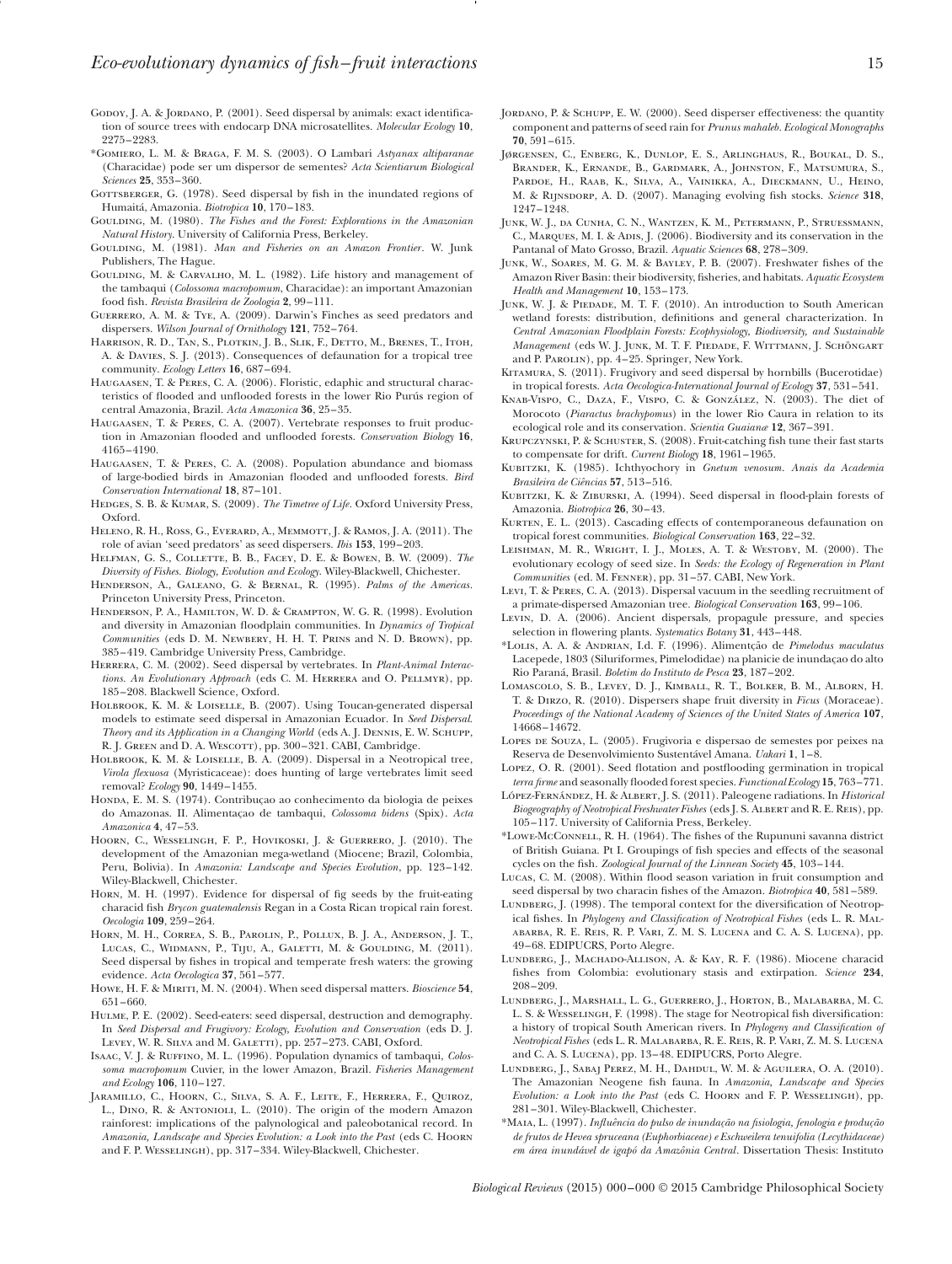Godoy, J. A. & Jordano, P. (2001). Seed dispersal by animals: exact identification of source trees with endocarp DNA microsatellites. *Molecular Ecology* **10**, 2275–2283.

*Gomiero, L. M. & Braga, F. M. S. (2003). O Lambari *Astyanax altiparanae* (Characidae) pode ser um dispersor de sementes? *Acta Scientiarum Biological Sciences* **25**, 353–360.

Gottsberger, G. (1978). Seed dispersal by fish in the inundated regions of Humaitá, Amazonia. *Biotropica* **10**, 170–183.

Goulding, M. (1980). *The Fishes and the Forest: Explorations in the Amazonian Natural History*. University of California Press, Berkeley.

Goulding, M. (1981). *Man and Fisheries on an Amazon Frontier*. W. Junk Publishers, The Hague.

Goulding, M. & Carvalho, M. L. (1982). Life history and management of the tambaqui (*Colossoma macropomum*, Characidae): an important Amazonian food fish. *Revista Brasileira de Zoologia* **2**, 99–111.

Guerrero, A. M. & Tye, A. (2009). Darwin's Finches as seed predators and dispersers. *Wilson Journal of Ornithology* **121**, 752–764.

Harrison, R. D., Tan, S., Plotkin, J. B., Slik, F., Detto, M., Brenes, T., Itoh, A. & Davies, S. J. (2013). Consequences of defaunation for a tropical tree community. *Ecology Letters* **16**, 687–694.

Haugaasen, T. & Peres, C. A. (2006). Floristic, edaphic and structural characteristics of flooded and unflooded forests in the lower Rio Purús region of central Amazonia, Brazil. *Acta Amazonica* **36**, 25–35.

Haugaasen, T. & Peres, C. A. (2007). Vertebrate responses to fruit production in Amazonian flooded and unflooded forests. *Conservation Biology* **16**, 4165–4190.

Haugaasen, T. & Peres, C. A. (2008). Population abundance and biomass of large-bodied birds in Amazonian flooded and unflooded forests. *Bird Conservation International* **18**, 87–101.

Hedges, S. B. & Kumar, S. (2009). *The Timetree of Life*. Oxford University Press, Oxford.

Heleno, R. H., Ross, G., Everard, A., Memmott, J. & Ramos, J. A. (2011). The role of avian 'seed predators' as seed dispersers. *Ibis* **153**, 199–203.

Helfman, G. S., Collette, B. B., Facey, D. E. & Bowen, B. W. (2009). *The Diversity of Fishes. Biology, Evolution and Ecology*. Wiley-Blackwell, Chichester.

Henderson, A., Galeano, G. & Bernal, R. (1995). *Palms of the Americas*. Princeton University Press, Princeton.

Henderson, P. A., Hamilton, W. D. & Crampton, W. G. R. (1998). Evolution and diversity in Amazonian floodplain communities. In *Dynamics of Tropical Communities* (eds D. M. Newbery, H. H. T. Prins and N. D. Brown), pp. 385–419. Cambridge University Press, Cambridge.

Herrera, C. M. (2002). Seed dispersal by vertebrates. In *Plant-Animal Interactions. An Evolutionary Approach* (eds C. M. Herrera and O. Pellmyr), pp. 185–208. Blackwell Science, Oxford.

Holbrook, K. M. & Loiselle, B. (2007). Using Toucan-generated dispersal models to estimate seed dispersal in Amazonian Ecuador. In *Seed Dispersal. Theory and its Application in a Changing World* (eds A. J. Dennis, E. W. Schupp, R. J. Green and D. A. Wescott), pp. 300–321. CABI, Cambridge.

Holbrook, K. M. & Loiselle, B. (2009). Dispersal in a Neotropical tree, *Virola flexuosa* (Myristicaceae): does hunting of large vertebrates limit seed removal? *Ecology* **90**, 1449–1455.

Honda, E. M. S. (1974). Contribuçao ao conhecimento da biologia de peixes do Amazonas. II. Alimentaçao de tambaqui, *Colossoma bidens* (Spix). *Acta Amazonica* **4**, 47–53.

Hoorn, C., Wesselingh, F. P., Hovikoski, J. & Guerrero, J. (2010). The development of the Amazonian mega-wetland (Miocene; Brazil, Colombia, Peru, Bolivia). In *Amazonia: Landscape and Species Evolution*, pp. 123–142. Wiley-Blackwell, Chichester.

Horn, M. H. (1997). Evidence for dispersal of fig seeds by the fruit-eating characid fish *Brycon guatemalensis* Regan in a Costa Rican tropical rain forest. *Oecologia* **109**, 259–264.

Horn, M. H., Correa, S. B., Parolin, P., Pollux, B. J. A., Anderson, J. T., Lucas, C., Widmann, P., Tiju, A., Galetti, M. & Goulding, M. (2011). Seed dispersal by fishes in tropical and temperate fresh waters: the growing evidence. *Acta Oecologica* **37**, 561–577.

Howe, H. F. & Miriti, M. N. (2004). When seed dispersal matters. *Bioscience* **54**, 651–660.

Hulme, P. E. (2002). Seed-eaters: seed dispersal, destruction and demography. In *Seed Dispersal and Frugivory: Ecology, Evolution and Conservation* (eds D. J. Levey, W. R. Silva and M. Galetti), pp. 257–273. CABI, Oxford.

Isaac, V. J. & Ruffino, M. L. (1996). Population dynamics of tambaqui, *Colossoma macropomum* Cuvier, in the lower Amazon, Brazil. *Fisheries Management and Ecology* **106**, 110–127.

Jaramillo, C., Hoorn, C., Silva, S. A. F., Leite, F., Herrera, F., Quiroz, L., Dino, R. & Antonioli, L. (2010). The origin of the modern Amazon rainforest: implications of the palynological and paleobotanical record. In *Amazonia, Landscape and Species Evolution: a Look into the Past* (eds C. Hoorn and F. P. Wesselingh), pp. 317–334. Wiley-Blackwell, Chichester.

Jordano, P. & Schupp, E. W. (2000). Seed disperser effectiveness: the quantity component and patterns of seed rain for *Prunus mahaleb*. *Ecological Monographs* **70**, 591–615.

Jørgensen, C., Enberg, K., Dunlop, E. S., Arlinghaus, R., Boukal, D. S., Brander, K., Ernande, B., Gardmark, A., Johnston, F., Matsumura, S., Pardoe, H., Raab, K., Silva, A., Vainikka, A., Dieckmann, U., Heino, M. & Rijnsdorp, A. D. (2007). Managing evolving fish stocks. *Science* **318**, 1247–1248.

Junk, W. J., da Cunha, C. N., Wantzen, K. M., Petermann, P., Struessmann, C., Marques, M. I. & Adis, J. (2006). Biodiversity and its conservation in the Pantanal of Mato Grosso, Brazil. *Aquatic Sciences* **68**, 278–309.

Junk, W., Soares, M. G. M. & Bayley, P. B. (2007). Freshwater fishes of the Amazon River Basin: their biodiversity, fisheries, and habitats. *Aquatic Ecosystem Health and Management* **10**, 153–173.

Junk, W. J. & Piedade, M. T. F. (2010). An introduction to South American wetland forests: distribution, definitions and general characterization. In *Central Amazonian Floodplain Forests: Ecophysiology, Biodiversity, and Sustainable Management* (eds W. J. Junk, M. T. F. Piedade, F. Wittmann, J. Schöngart and P. Parolin), pp. 4–25. Springer, New York.

Kitamura, S. (2011). Frugivory and seed dispersal by hornbills (Bucerotidae) in tropical forests. *Acta Oecologica-International Journal of Ecology* **37**, 531–541.

Knab-Vispo, C., Daza, F., Vispo, C. & González, N. (2003). The diet of Morocoto (*Piaractus brachypomus*) in the lower Rio Caura in relation to its ecological role and its conservation. *Scientia Guaianæ* **12**, 367–391.

Krupczynski, P. & Schuster, S. (2008). Fruit-catching fish tune their fast starts to compensate for drift. *Current Biology* **18**, 1961–1965.

Kubitzki, K. (1985). Ichthyochory in *Gnetum venosum*. *Anais da Academia Brasileira de Ciências* **57**, 513–516.

Kubitzki, K. & Ziburski, A. (1994). Seed dispersal in flood-plain forests of Amazonia. *Biotropica* **26**, 30–43.

Kurten, E. L. (2013). Cascading effects of contemporaneous defaunation on tropical forest communities. *Biological Conservation* **163**, 22–32.

Leishman, M. R., Wright, I. J., Moles, A. T. & Westoby, M. (2000). The evolutionary ecology of seed size. In *Seeds: the Ecology of Regeneration in Plant Communities* (ed. M. Fenner), pp. 31–57. CABI, New York.

Levi, T. & Peres, C. A. (2013). Dispersal vacuum in the seedling recruitment of a primate-dispersed Amazonian tree. *Biological Conservation* **163**, 99–106.

Levin, D. A. (2006). Ancient dispersals, propagule pressure, and species selection in flowering plants. *Systematics Botany* **31**, 443–448.

*Lolis, A. A. & Andrian, I.d. F. (1996). Alimentção de *Pimelodus maculatus* Lacepede, 1803 (Siluriformes, Pimelodidae) na planicie de inundaçao do alto Rio Paraná, Brasil. *Boletim do Instituto de Pesca* **23**, 187–202.

Lomascolo, S. B., Levey, D. J., Kimball, R. T., Bolker, B. M., Alborn, H. T. & Dirzo, R. (2010). Dispersers shape fruit diversity in *Ficus* (Moraceae). *Proceedings of the National Academy of Sciences of the United States of America* **107**, 14668–14672.

Lopes de Souza, L. (2005). Frugivoria e dispersao de semestes por peixes na Reserva de Desenvolvimiento Sustentável Amana. *Uakari* **1**, 1–8.

Lopez, O. R. (2001). Seed flotation and postflooding germination in tropical *terra firme* and seasonally flooded forest species. *Functional Ecology* **15**, 763–771.

López-Fernández, H. & Albert, J. S. (2011). Paleogene radiations. In *Historical Biogeography of Neotropical Freshwater Fishes* (eds J. S. Albert and R. E. Reis), pp. 105–117. University of California Press, Berkeley.

*Lowe-McConnell, R. H. (1964). The fishes of the Rupununi savanna district of British Guiana. Pt I. Groupings of fish species and effects of the seasonal cycles on the fish. *Zoological Journal of the Linnean Society* **45**, 103–144.

Lucas, C. M. (2008). Within flood season variation in fruit consumption and seed dispersal by two characin fishes of the Amazon. *Biotropica* **40**, 581–589.

Lundberg, J. (1998). The temporal context for the diversification of Neotropical fishes. In *Phylogeny and Classification of Neotropical Fishes* (eds L. R. Malabarba, R. E. Reis, R. P. Vari, Z. M. S. Lucena and C. A. S. Lucena), pp. 49–68. EDIPUCRS, Porto Alegre.

Lundberg, J., Machado-Allison, A. & Kay, R. F. (1986). Miocene characid fishes from Colombia: evolutionary stasis and extirpation. *Science* **234**, 208–209.

Lundberg, J., Marshall, L. G., Guerrero, J., Horton, B., Malabarba, M. C. L. S. & Wesselingh, F. (1998). The stage for Neotropical fish diversification: a history of tropical South American rivers. In *Phylogeny and Classification of Neotropical Fishes* (eds L. R. Malabarba, R. E. Reis, R. P. Vari, Z. M. S. Lucena and C. A. S. Lucena), pp. 13–48. EDIPUCRS, Porto Alegre.

Lundberg, J., Sabaj Perez, M. H., Dahdul, W. M. & Aguilera, O. A. (2010). The Amazonian Neogene fish fauna. In *Amazonia, Landscape and Species Evolution: a Look into the Past* (eds C. Hoorn and F. P. Wesselingh), pp. 281–301. Wiley-Blackwell, Chichester.

*Maia, L. (1997). *Influência do pulso de inundação na fisiologia, fenologia e produção de frutos de Hevea spruceana (Euphorbiaceae) e Eschweilera tenuifolia (Lecythidaceae) em área inundável de igapó da Amazônia Central*. Dissertation Thesis: Instituto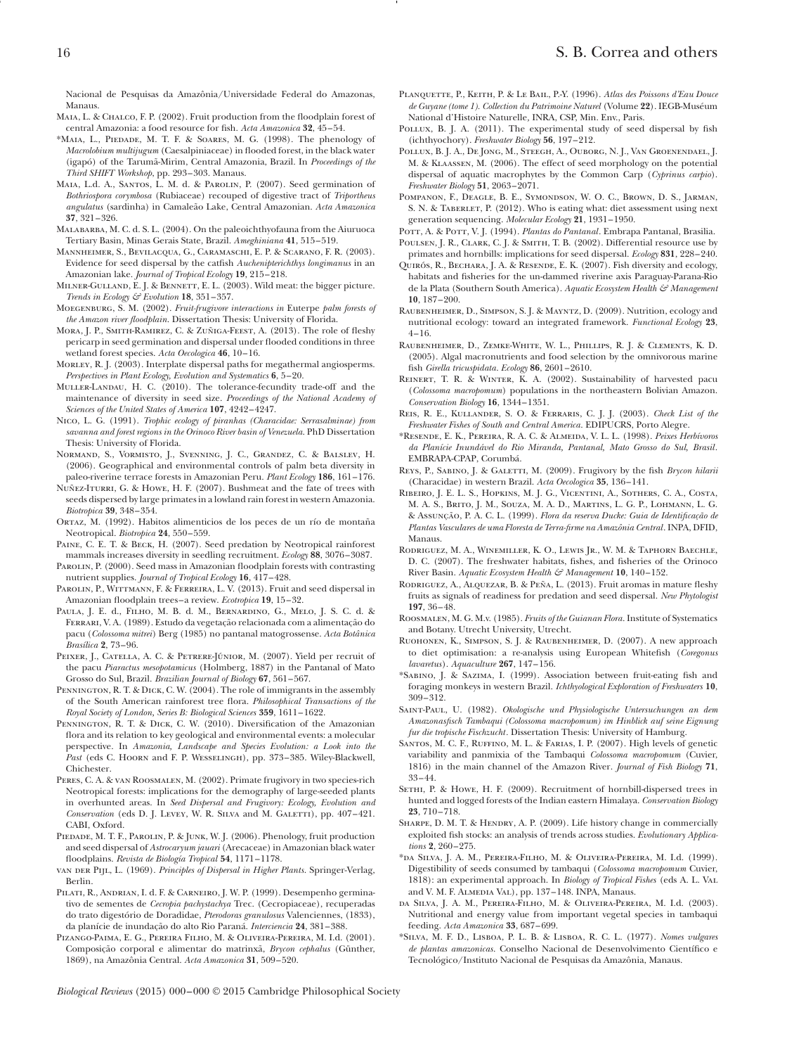Nacional de Pesquisas da Amazônia/Universidade Federal do Amazonas, Manaus.

Maia, L. & Chalco, F. P. (2002). Fruit production from the floodplain forest of central Amazonia: a food resource for fish. *Acta Amazonica* **32**, 45–54.

*Maia, L., Piedade, M. T. F. & Soares, M. G. (1998). The phenology of *Macrolobium multijugum* (Caesalpiniaceae) in flooded forest, in the black water (igapó) of the Tarumã-Mirim, Central Amazonia, Brazil. In *Proceedings of the Third SHIFT Workshop*, pp. 293–303. Manaus.

Maia, L.d. A., Santos, L. M. d. & Parolin, P. (2007). Seed germination of *Bothriospora corymbosa* (Rubiaceae) recouped of digestive tract of *Triportheus angulatus* (sardinha) in Camaleão Lake, Central Amazonian. *Acta Amazonica* **37**, 321–326.

Malabarba, M. C. d. S. L. (2004). On the paleoichthyofauna from the Aiuruoca Tertiary Basin, Minas Gerais State, Brazil. *Ameghiniana* **41**, 515–519.

Mannheimer, S., Bevilacqua, G., Caramaschi, E. P. & Scarano, F. R. (2003). Evidence for seed dispersal by the catfish *Auchenipterichthys longimanus* in an Amazonian lake. *Journal of Tropical Ecology* **19**, 215–218.

Milner-Gulland, E. J. & Bennett, E. L. (2003). Wild meat: the bigger picture. *Trends in Ecology & Evolution* **18**, 351–357.

Moegenburg, S. M. (2002). *Fruit-frugivore interactions in* Euterpe *palm forests of the Amazon river floodplain*. Dissertation Thesis: University of Florida.

Mora, J. P., Smith-Ramirez, C. & Zuñiga-Feest, A. (2013). The role of fleshy pericarp in seed germination and dispersal under flooded conditions in three wetland forest species. *Acta Oecologica* **46**, 10–16.

Morley, R. J. (2003). Interplate dispersal paths for megathermal angiosperms. *Perspectives in Plant Ecology, Evolution and Systematics* **6**, 5–20.

Muller-Landau, H. C. (2010). The tolerance-fecundity trade-off and the maintenance of diversity in seed size. *Proceedings of the National Academy of Sciences of the United States of America* **107**, 4242–4247.

Nico, L. G. (1991). *Trophic ecology of piranhas (Characidae: Serrasalminae) from savanna and forest regions in the Orinoco River basin of Venezuela*. PhD Dissertation Thesis: University of Florida.

Normand, S., Vormisto, J., Svenning, J. C., Grandez, C. & Balslev, H. (2006). Geographical and environmental controls of palm beta diversity in paleo-riverine terrace forests in Amazonian Peru. *Plant Ecology* **186**, 161–176.

Nuñez-Iturri, G. & Howe, H. F. (2007). Bushmeat and the fate of trees with seeds dispersed by large primates in a lowland rain forest in western Amazonia. *Biotropica* **39**, 348–354.

Ortaz, M. (1992). Habitos alimenticios de los peces de un río de montaña Neotropical. *Biotropica* **39**, 550–559.

Paine, C. E. T. & Beck, H. (2007). Seed predation by Neotropical rainforest mammals increases diversity in seedling recruitment. *Ecology* **88**, 3076–3087.

Parolin, P. (2000). Seed mass in Amazonian floodplain forests with contrasting nutrient supplies. *Journal of Tropical Ecology* **16**, 417–428.

Parolin, P., Wittmann, F. & Ferreira, L. V. (2013). Fruit and seed dispersal in Amazonian floodplain trees–a review. *Ecotropica* **19**, 15–32.

Paula, J. E. d., Filho, M. B. d. M., Bernardino, G., Melo, J. S. C. d. & Ferrari, V. A. (1989). Estudo da vegetação relacionada com a alimentação do pacu (*Colossoma mitrei*) Berg (1985) no pantanal matogrossense. *Acta Botânica Brasílica* **2**, 73–96.

Peixer, J., Catella, A. C. & Petrere-Júnior, M. (2007). Yield per recruit of the pacu *Piaractus mesopotamicus* (Holmberg, 1887) in the Pantanal of Mato Grosso do Sul, Brazil. *Brazilian Journal of Biology* **67**, 561–567.

Pennington, R. T. & Dick, C. W. (2004). The role of immigrants in the assembly of the South American rainforest tree flora. *Philosophical Transactions of the Royal Society of London, Series B: Biological Sciences* **359**, 1611–1622.

Pennington, R. T. & Dick, C. W. (2010). Diversification of the Amazonian flora and its relation to key geological and environmental events: a molecular perspective. In *Amazonia, Landscape and Species Evolution: A Look into the Past* (eds C. Hoorn and F. P. Wesselingh), pp. 373–385. Wiley-Blackwell, Chichester.

Peres, C. A. & van Roosmalen, M. (2002). Primate frugivory in two species-rich Neotropical forests: implications for the demography of large-seeded plants in overhunted areas. In *Seed Dispersal and Frugivory: Ecology, Evolution and Conservation* (eds D. J. Levey, W. R. Silva and M. Galetti), pp. 407–421. CABI, Oxford.

Piedade, M. T. F., Parolin, P. & Junk, W. J. (2006). Phenology, fruit production and seed dispersal of *Astrocaryum jauari* (Arecaceae) in Amazonian black water floodplains. *Revista de Biología Tropical* **54**, 1171–1178.

van der Pijl, L. (1969). *Principles of Dispersal in Higher Plants*. Springer-Verlag, Berlin.

Pilati, R., Andrian, I. d. F. & Carneiro, J. W. P. (1999). Desempenho germinativo de sementes de *Cecropia pachystachya* Trec. (Cecropiaceae), recuperadas do trato digestório de Doradidae, *Pterodoras granulosus* Valenciennes, (1833), da planície de inundação do alto Rio Paraná. *Interciencia* **24**, 381–388.

Pizango-Paima, E. G., Pereira Filho, M. & Oliveira-Pereira, M. I.d. (2001). Composição corporal e alimentar do matrinxã, *Brycon cephalus* (Günther, 1869), na Amazônia Central. *Acta Amazonica* **31**, 509–520.

Planquette, P., Keith, P. & Le Bail, P.-Y. (1996). *Atlas des Poissons d'Eau Douce de Guyane (tome 1). Collection du Patrimoine Naturel* (Volume **22**). IEGB-Muséum National d'Histoire Naturelle, INRA, CSP, Min. Env., Paris.

Pollux, B. J. A. (2011). The experimental study of seed dispersal by fish (ichthyochory). *Freshwater Biology* **56**, 197–212.

Pollux, B. J. A., De Jong, M., Steegh, A., Ouborg, N. J., Van Groenendael, J. M. & Klaassen, M. (2006). The effect of seed morphology on the potential dispersal of aquatic macrophytes by the Common Carp (*Cyprinus carpio*). *Freshwater Biology* **51**, 2063–2071.

Pompanon, F., Deagle, B. E., Symondson, W. O. C., Brown, D. S., Jarman, S. N. & Taberlet, P. (2012). Who is eating what: diet assessment using next generation sequencing. *Molecular Ecology* **21**, 1931–1950.

Pott, A. & Pott, V. J. (1994). *Plantas do Pantanal*. Embrapa Pantanal, Brasília.

Poulsen, J. R., Clark, C. J. & Smith, T. B. (2002). Differential resource use by primates and hornbills: implications for seed dispersal. *Ecology* **831**, 228–240.

Quirós, R., Bechara, J. A. & Resende, E. K. (2007). Fish diversity and ecology, habitats and fisheries for the un-dammed riverine axis Paraguay-Parana-Rio de la Plata (Southern South America). *Aquatic Ecosystem Health & Management* **10**, 187–200.

Raubenheimer, D., Simpson, S. J. & Mayntz, D. (2009). Nutrition, ecology and nutritional ecology: toward an integrated framework. *Functional Ecology* **23**, 4–16.

Raubenheimer, D., Zemke-White, W. L., Phillips, R. J. & Clements, K. D. (2005). Algal macronutrients and food selection by the omnivorous marine fish *Girella tricuspidata*. *Ecology* **86**, 2601–2610.

Reinert, T. R. & Winter, K. A. (2002). Sustainability of harvested pacu (*Colossoma macropomum*) populations in the northeastern Bolivian Amazon. *Conservation Biology* **16**, 1344–1351.

Reis, R. E., Kullander, S. O. & Ferraris, C. J. J. (2003). *Check List of the Freshwater Fishes of South and Central America*. EDIPUCRS, Porto Alegre.

*Resende, E. K., Pereira, R. A. C. & Almeida, V. L. L. (1998). *Peixes Herbívoros da Planície Inundável do Rio Miranda, Pantanal, Mato Grosso do Sul, Brasil*. EMBRAPA-CPAP, Corumbá.

Reys, P., Sabino, J. & Galetti, M. (2009). Frugivory by the fish *Brycon hilarii* (Characidae) in western Brazil. *Acta Oecologica* **35**, 136–141.

Ribeiro, J. E. L. S., Hopkins, M. J. G., Vicentini, A., Sothers, C. A., Costa, M. A. S., Brito, J. M., Souza, M. A. D., Martins, L. G. P., Lohmann, L. G. & Assunção, P. A. C. L. (1999). *Flora da reserva Ducke: Guia de Identificação de Plantas Vasculares de uma Floresta de Terra-firme na Amazônia Central*. INPA, DFID, Manaus.

Rodriguez, M. A., Winemiller, K. O., Lewis Jr., W. M. & Taphorn Baechle, D. C. (2007). The freshwater habitats, fishes, and fisheries of the Orinoco River Basin. *Aquatic Ecosystem Health & Management* **10**, 140–152.

Rodriguez, A., Alquezar, B. & Peña, L. (2013). Fruit aromas in mature fleshy fruits as signals of readiness for predation and seed dispersal. *New Phytologist* **197**, 36–48.

Roosmalen, M. G. M.v. (1985). *Fruits of the Guianan Flora*. Institute of Systematics and Botany. Utrecht University, Utrecht.

Ruohonen, K., Simpson, S. J. & Raubenheimer, D. (2007). A new approach to diet optimisation: a re-analysis using European Whitefish (*Coregonus lavaretus*). *Aquaculture* **267**, 147–156.

*Sabino, J. & Sazima, I. (1999). Association between fruit-eating fish and foraging monkeys in western Brazil. *Ichthyological Exploration of Freshwaters* **10**, 309–312.

Saint-Paul, U. (1982). *Okologische und Physiologische Untersuchungen an dem Amazonasfisch Tambaqui (Colossoma macropomum) im Hinblick auf seine Eignung fur die tropische Fischzucht*. Dissertation Thesis: University of Hamburg.

Santos, M. C. F., Ruffino, M. L. & Farias, I. P. (2007). High levels of genetic variability and panmixia of the Tambaqui *Colossoma macropomum* (Cuvier, 1816) in the main channel of the Amazon River. *Journal of Fish Biology* **71**, 33–44.

Sethi, P. & Howe, H. F. (2009). Recruitment of hornbill-dispersed trees in hunted and logged forests of the Indian eastern Himalaya. *Conservation Biology* **23**, 710–718.

Sharpe, D. M. T. & Hendry, A. P. (2009). Life history change in commercially exploited fish stocks: an analysis of trends across studies. *Evolutionary Applications* **2**, 260–275.

*da Silva, J. A. M., Pereira-Filho, M. & Oliveira-Pereira, M. I.d. (1999). Digestibility of seeds consumed by tambaqui (*Colossoma macropomum* Cuvier, 1818): an experimental approach. In *Biology of Tropical Fishes* (eds A. L. Val and V. M. F. Almedia Val), pp. 137–148. INPA, Manaus.

da Silva, J. A. M., Pereira-Filho, M. & Oliveira-Pereira, M. I.d. (2003). Nutritional and energy value from important vegetal species in tambaqui feeding. *Acta Amazonica* **33**, 687–699.

*Silva, M. F. D., Lisboa, P. L. B. & Lisboa, R. C. L. (1977). *Nomes vulgares de plantas amazonicas*. Conselho Nacional de Desenvolvimento Científico e Tecnológico/Instituto Nacional de Pesquisas da Amazônia, Manaus.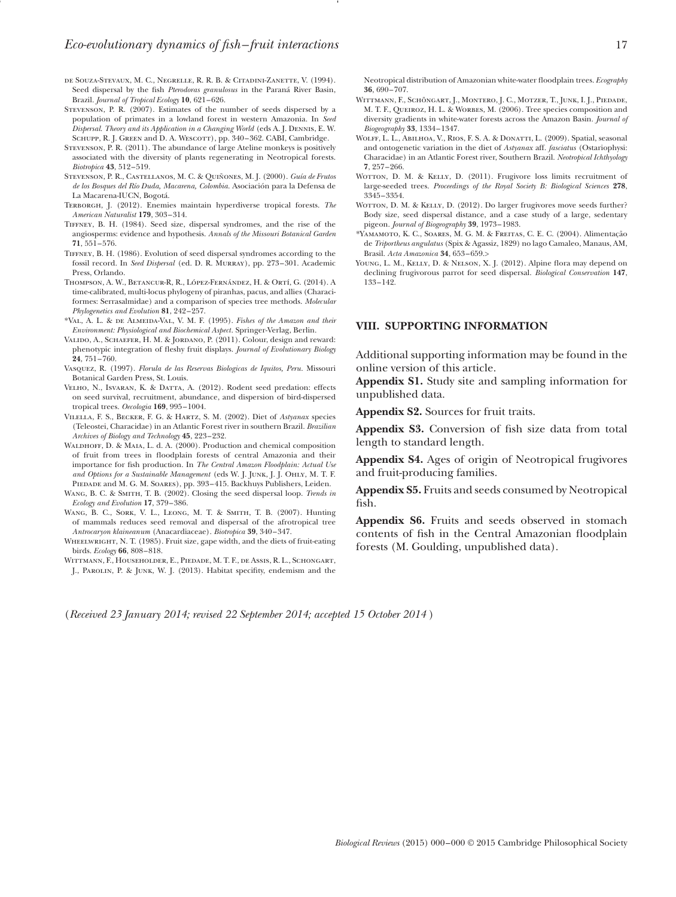de Souza-Stevaux, M. C., Negrelle, R. R. B. & Citadini-Zanette, V. (1994). Seed dispersal by the fish *Pterodoras granulosus* in the Paraná River Basin, Brazil. *Journal of Tropical Ecology* **10**, 621–626.

Stevenson, P. R. (2007). Estimates of the number of seeds dispersed by a population of primates in a lowland forest in western Amazonia. In *Seed Dispersal. Theory and its Application in a Changing World* (eds A. J. Dennis, E. W. Schupp, R. J. Green and D. A. Wescott), pp. 340–362. CABI, Cambridge.

Stevenson, P. R. (2011). The abundance of large Ateline monkeys is positively associated with the diversity of plants regenerating in Neotropical forests. *Biotropica* **43**, 512–519.

Stevenson, P. R., Castellanos, M. C. & Quiñones, M. J. (2000). *Guía de Frutos de los Bosques del Río Duda, Macarena, Colombia*. Asociación para la Defensa de La Macarena-IUCN, Bogotá.

Terborgh, J. (2012). Enemies maintain hyperdiverse tropical forests. *The American Naturalist* **179**, 303–314.

Tiffney, B. H. (1984). Seed size, dispersal syndromes, and the rise of the angiosperms: evidence and hypothesis. *Annals of the Missouri Botanical Garden* **71**, 551–576.

Tiffney, B. H. (1986). Evolution of seed dispersal syndromes according to the fossil record. In *Seed Dispersal* (ed. D. R. Murray), pp. 273–301. Academic Press, Orlando.

Thompson, A. W., Betancur-R, R., López-Fernández, H. & Ortí, G. (2014). A time-calibrated, multi-locus phylogeny of piranhas, pacus, and allies (Characiformes: Serrasalmidae) and a comparison of species tree methods. *Molecular Phylogenetics and Evolution* **81**, 242–257.

*Val, A. L. & de Almeida-Val, V. M. F. (1995). *Fishes of the Amazon and their Environment: Physiological and Biochemical Aspect*. Springer-Verlag, Berlin.

Valido, A., Schaefer, H. M. & Jordano, P. (2011). Colour, design and reward: phenotypic integration of fleshy fruit displays. *Journal of Evolutionary Biology* **24**, 751–760.

Vasquez, R. (1997). *Florula de las Reservas Biologicas de Iquitos, Peru*. Missouri Botanical Garden Press, St. Louis.

Velho, N., Isvaran, K. & Datta, A. (2012). Rodent seed predation: effects on seed survival, recruitment, abundance, and dispersion of bird-dispersed tropical trees. *Oecologia* **169**, 995–1004.

Vilella, F. S., Becker, F. G. & Hartz, S. M. (2002). Diet of *Astyanax* species (Teleostei, Characidae) in an Atlantic Forest river in southern Brazil. *Brazilian Archives of Biology and Technology* **45**, 223–232.

Waldhoff, D. & Maia, L. d. A. (2000). Production and chemical composition of fruit from trees in floodplain forests of central Amazonia and their importance for fish production. In *The Central Amazon Floodplain: Actual Use and Options for a Sustainable Management* (eds W. J. Junk, J. J. Ohly, M. T. F. Piedade and M. G. M. Soares), pp. 393–415. Backhuys Publishers, Leiden.

Wang, B. C. & Smith, T. B. (2002). Closing the seed dispersal loop. *Trends in Ecology and Evolution* **17**, 379–386.

Wang, B. C., Sork, V. L., Leong, M. T. & Smith, T. B. (2007). Hunting of mammals reduces seed removal and dispersal of the afrotropical tree *Antrocaryon klaineanum* (Anacardiaceae). *Biotropica* **39**, 340–347.

Wheelwright, N. T. (1985). Fruit size, gape width, and the diets of fruit-eating birds. *Ecology* **66**, 808–818.

Wittmann, F., Householder, E., Piedade, M. T. F., de Assis, R. L., Schongart, J., Parolin, P. & Junk, W. J. (2013). Habitat specifity, endemism and the Neotropical distribution of Amazonian white-water floodplain trees. *Ecography* **36**, 690–707.

Wittmann, F., Schöngart, J., Montero, J. C., Motzer, T., Junk, I. J., Piedade, M. T. F., Queiroz, H. L. & Worbes, M. (2006). Tree species composition and diversity gradients in white-water forests across the Amazon Basin. *Journal of Biogeography* **33**, 1334–1347.

Wolff, L. L., Abilhoa, V., Rios, F. S. A. & Donatti, L. (2009). Spatial, seasonal and ontogenetic variation in the diet of *Astyanax* aff. *fasciatus* (Ostariophysi: Characidae) in an Atlantic Forest river, Southern Brazil. *Neotropical Ichthyology* **7**, 257–266.

Wotton, D. M. & Kelly, D. (2011). Frugivore loss limits recruitment of large-seeded trees. *Proceedings of the Royal Society B: Biological Sciences* **278**, 3345–3354.

Wotton, D. M. & Kelly, D. (2012). Do larger frugivores move seeds further? Body size, seed dispersal distance, and a case study of a large, sedentary pigeon. *Journal of Biogeography* **39**, 1973–1983.

*Yamamoto, K. C., Soares, M. G. M. & Freitas, C. E. C. (2004). Alimentação de *Triportheus angulatus* (Spix & Agassiz, 1829) no lago Camaleo, Manaus, AM, Brasil. *Acta Amazonica* **34**, 653–659.>

Young, L. M., Kelly, D. & Nelson, X. J. (2012). Alpine flora may depend on declining frugivorous parrot for seed dispersal. *Biological Conservation* **147**, 133–142.

## VIII. SUPPORTING INFORMATION

Additional supporting information may be found in the online version of this article.

**Appendix S1.** Study site and sampling information for unpublished data.

**Appendix S2.** Sources for fruit traits.

**Appendix S3.** Conversion of fish size data from total length to standard length.

**Appendix S4.** Ages of origin of Neotropical frugivores and fruit-producing families.

**Appendix S5.** Fruits and seeds consumed by Neotropical fish.

**Appendix S6.** Fruits and seeds observed in stomach contents of fish in the Central Amazonian floodplain forests (M. Goulding, unpublished data).

(*Received 23 January 2014; revised 22 September 2014; accepted 15 October 2014* )